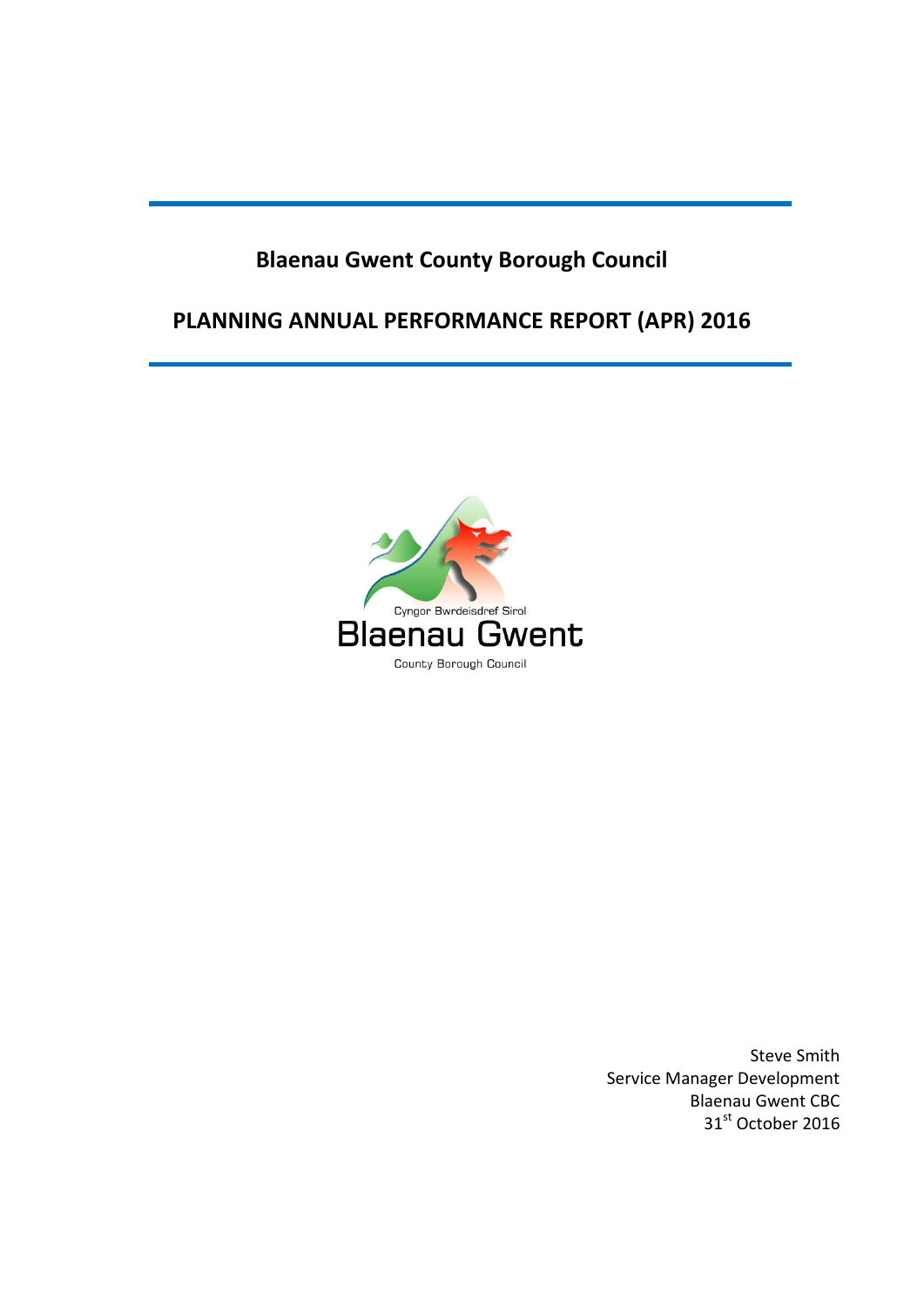# Blaenau Gwent County Borough Council

## PLANNING ANNUAL PERFORMANCE REPORT (APR) 2016

Cyngor Bwrdeisdref Sirol

Blaenau Gwent

County Borough Council

Steve Smith
Service Manager Development
Blaenau Gwent CBC
31st October 2016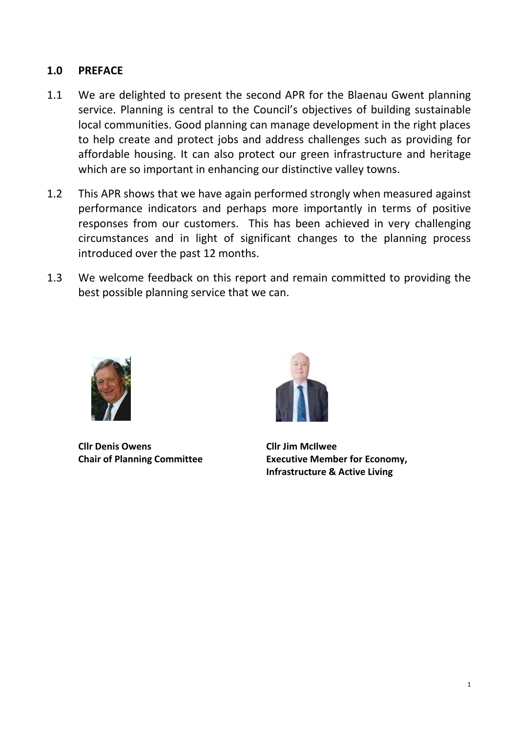## 1.0 PREFACE

1.1 We are delighted to present the second APR for the Blaenau Gwent planning service. Planning is central to the Council's objectives of building sustainable local communities. Good planning can manage development in the right places to help create and protect jobs and address challenges such as providing for affordable housing. It can also protect our green infrastructure and heritage which are so important in enhancing our distinctive valley towns.

1.2 This APR shows that we have again performed strongly when measured against performance indicators and perhaps more importantly in terms of positive responses from our customers. This has been achieved in very challenging circumstances and in light of significant changes to the planning process introduced over the past 12 months.

1.3 We welcome feedback on this report and remain committed to providing the best possible planning service that we can.

**Cllr Denis Owens**
**Chair of Planning Committee**

**Cllr Jim McIlwee**
**Executive Member for Economy, Infrastructure & Active Living**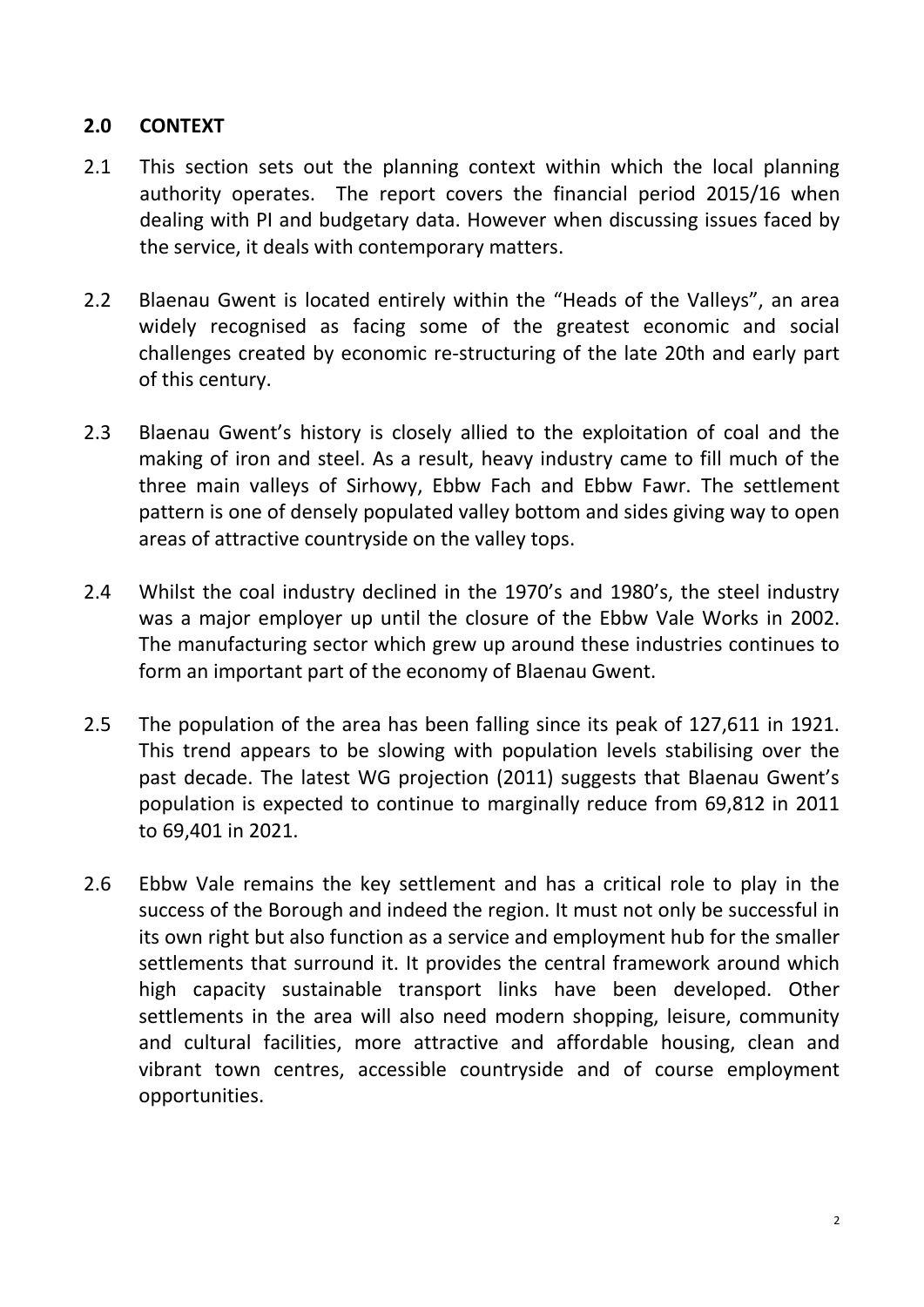## 2.0 CONTEXT

2.1 This section sets out the planning context within which the local planning authority operates. The report covers the financial period 2015/16 when dealing with PI and budgetary data. However when discussing issues faced by the service, it deals with contemporary matters.

2.2 Blaenau Gwent is located entirely within the "Heads of the Valleys", an area widely recognised as facing some of the greatest economic and social challenges created by economic re-structuring of the late 20th and early part of this century.

2.3 Blaenau Gwent's history is closely allied to the exploitation of coal and the making of iron and steel. As a result, heavy industry came to fill much of the three main valleys of Sirhowy, Ebbw Fach and Ebbw Fawr. The settlement pattern is one of densely populated valley bottom and sides giving way to open areas of attractive countryside on the valley tops.

2.4 Whilst the coal industry declined in the 1970's and 1980's, the steel industry was a major employer up until the closure of the Ebbw Vale Works in 2002. The manufacturing sector which grew up around these industries continues to form an important part of the economy of Blaenau Gwent.

2.5 The population of the area has been falling since its peak of 127,611 in 1921. This trend appears to be slowing with population levels stabilising over the past decade. The latest WG projection (2011) suggests that Blaenau Gwent's population is expected to continue to marginally reduce from 69,812 in 2011 to 69,401 in 2021.

2.6 Ebbw Vale remains the key settlement and has a critical role to play in the success of the Borough and indeed the region. It must not only be successful in its own right but also function as a service and employment hub for the smaller settlements that surround it. It provides the central framework around which high capacity sustainable transport links have been developed. Other settlements in the area will also need modern shopping, leisure, community and cultural facilities, more attractive and affordable housing, clean and vibrant town centres, accessible countryside and of course employment opportunities.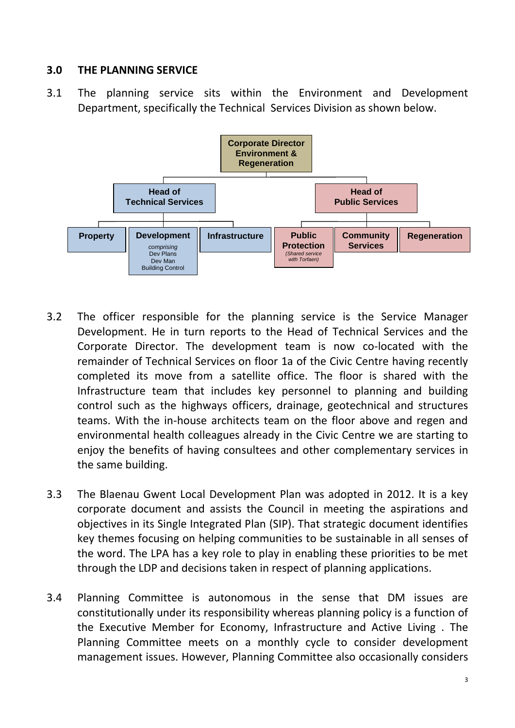## 3.0 THE PLANNING SERVICE

3.1 The planning service sits within the Environment and Development Department, specifically the Technical Services Division as shown below.

- **Corporate Director Environment & Regeneration**
  - **Head of Technical Services**
    - **Property**
    - **Development** *comprising* Dev Plans, Dev Man, Building Control
    - **Infrastructure**
  - **Head of Public Services**
    - **Public Protection** *(Shared service with Torfaen)*
    - **Community Services**
    - **Regeneration**

3.2 The officer responsible for the planning service is the Service Manager Development. He in turn reports to the Head of Technical Services and the Corporate Director. The development team is now co-located with the remainder of Technical Services on floor 1a of the Civic Centre having recently completed its move from a satellite office. The floor is shared with the Infrastructure team that includes key personnel to planning and building control such as the highways officers, drainage, geotechnical and structures teams. With the in-house architects team on the floor above and regen and environmental health colleagues already in the Civic Centre we are starting to enjoy the benefits of having consultees and other complementary services in the same building.

3.3 The Blaenau Gwent Local Development Plan was adopted in 2012. It is a key corporate document and assists the Council in meeting the aspirations and objectives in its Single Integrated Plan (SIP). That strategic document identifies key themes focusing on helping communities to be sustainable in all senses of the word. The LPA has a key role to play in enabling these priorities to be met through the LDP and decisions taken in respect of planning applications.

3.4 Planning Committee is autonomous in the sense that DM issues are constitutionally under its responsibility whereas planning policy is a function of the Executive Member for Economy, Infrastructure and Active Living . The Planning Committee meets on a monthly cycle to consider development management issues. However, Planning Committee also occasionally considers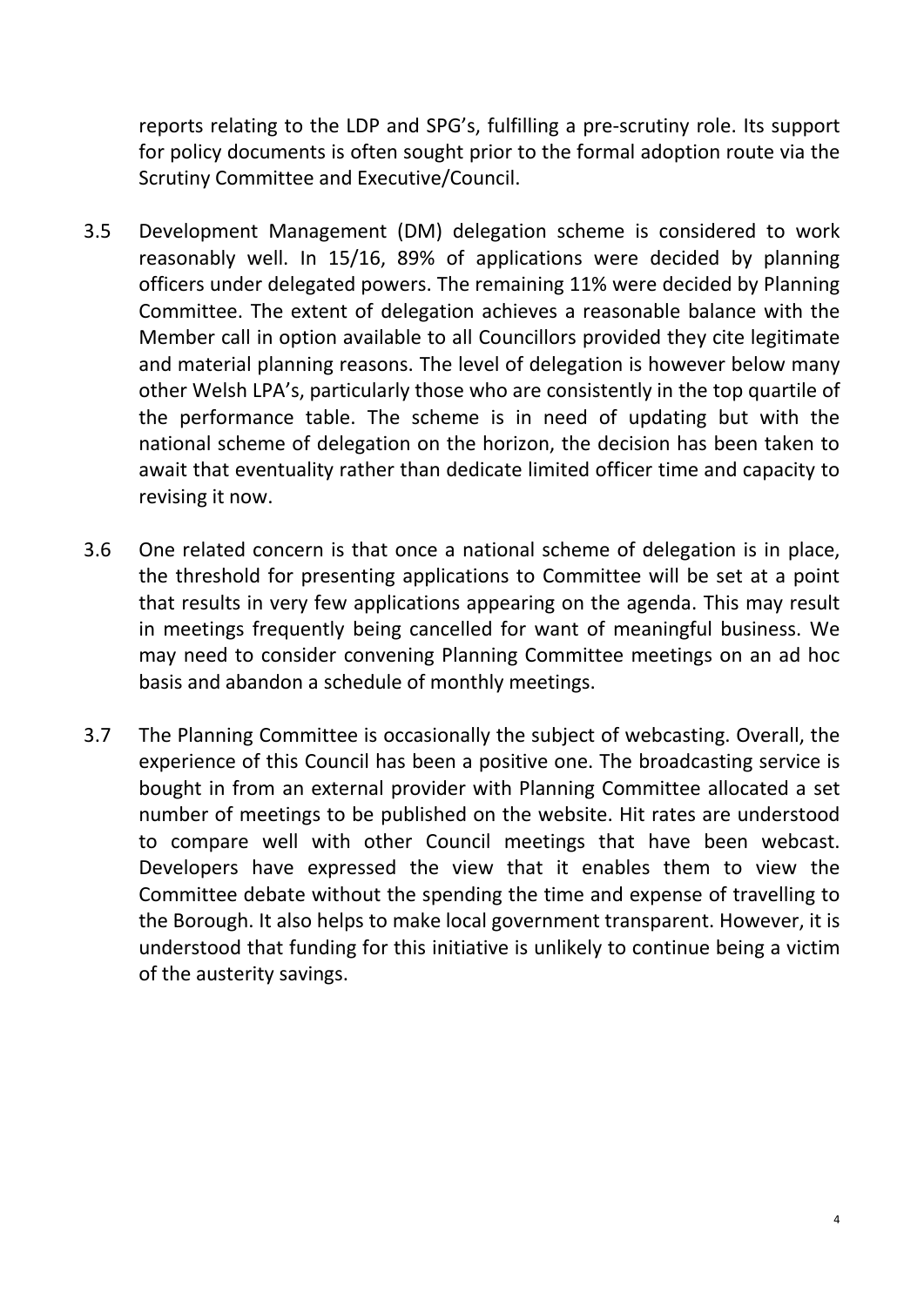reports relating to the LDP and SPG's, fulfilling a pre-scrutiny role. Its support for policy documents is often sought prior to the formal adoption route via the Scrutiny Committee and Executive/Council.

3.5 Development Management (DM) delegation scheme is considered to work reasonably well. In 15/16, 89% of applications were decided by planning officers under delegated powers. The remaining 11% were decided by Planning Committee. The extent of delegation achieves a reasonable balance with the Member call in option available to all Councillors provided they cite legitimate and material planning reasons. The level of delegation is however below many other Welsh LPA's, particularly those who are consistently in the top quartile of the performance table. The scheme is in need of updating but with the national scheme of delegation on the horizon, the decision has been taken to await that eventuality rather than dedicate limited officer time and capacity to revising it now.

3.6 One related concern is that once a national scheme of delegation is in place, the threshold for presenting applications to Committee will be set at a point that results in very few applications appearing on the agenda. This may result in meetings frequently being cancelled for want of meaningful business. We may need to consider convening Planning Committee meetings on an ad hoc basis and abandon a schedule of monthly meetings.

3.7 The Planning Committee is occasionally the subject of webcasting. Overall, the experience of this Council has been a positive one. The broadcasting service is bought in from an external provider with Planning Committee allocated a set number of meetings to be published on the website. Hit rates are understood to compare well with other Council meetings that have been webcast. Developers have expressed the view that it enables them to view the Committee debate without the spending the time and expense of travelling to the Borough. It also helps to make local government transparent. However, it is understood that funding for this initiative is unlikely to continue being a victim of the austerity savings.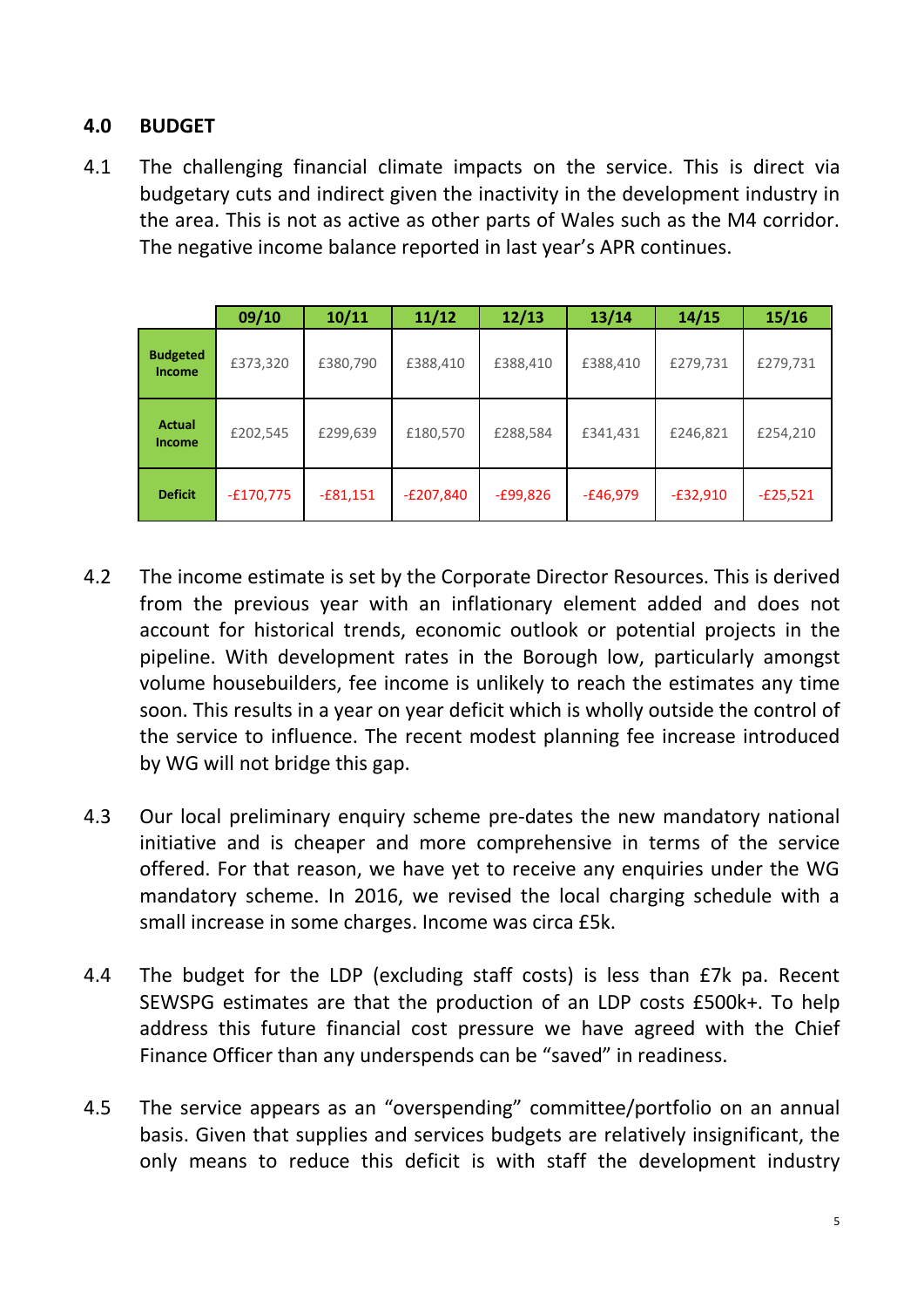## 4.0 BUDGET

4.1 The challenging financial climate impacts on the service. This is direct via budgetary cuts and indirect given the inactivity in the development industry in the area. This is not as active as other parts of Wales such as the M4 corridor. The negative income balance reported in last year's APR continues.

| | 09/10 | 10/11 | 11/12 | 12/13 | 13/14 | 14/15 | 15/16 |
|---|---|---|---|---|---|---|---|
| **Budgeted Income** | £373,320 | £380,790 | £388,410 | £388,410 | £388,410 | £279,731 | £279,731 |
| **Actual Income** | £202,545 | £299,639 | £180,570 | £288,584 | £341,431 | £246,821 | £254,210 |
| **Deficit** | -£170,775 | -£81,151 | -£207,840 | -£99,826 | -£46,979 | -£32,910 | -£25,521 |

4.2 The income estimate is set by the Corporate Director Resources. This is derived from the previous year with an inflationary element added and does not account for historical trends, economic outlook or potential projects in the pipeline. With development rates in the Borough low, particularly amongst volume housebuilders, fee income is unlikely to reach the estimates any time soon. This results in a year on year deficit which is wholly outside the control of the service to influence. The recent modest planning fee increase introduced by WG will not bridge this gap.

4.3 Our local preliminary enquiry scheme pre-dates the new mandatory national initiative and is cheaper and more comprehensive in terms of the service offered. For that reason, we have yet to receive any enquiries under the WG mandatory scheme. In 2016, we revised the local charging schedule with a small increase in some charges. Income was circa £5k.

4.4 The budget for the LDP (excluding staff costs) is less than £7k pa. Recent SEWSPG estimates are that the production of an LDP costs £500k+. To help address this future financial cost pressure we have agreed with the Chief Finance Officer than any underspends can be "saved" in readiness.

4.5 The service appears as an "overspending" committee/portfolio on an annual basis. Given that supplies and services budgets are relatively insignificant, the only means to reduce this deficit is with staff the development industry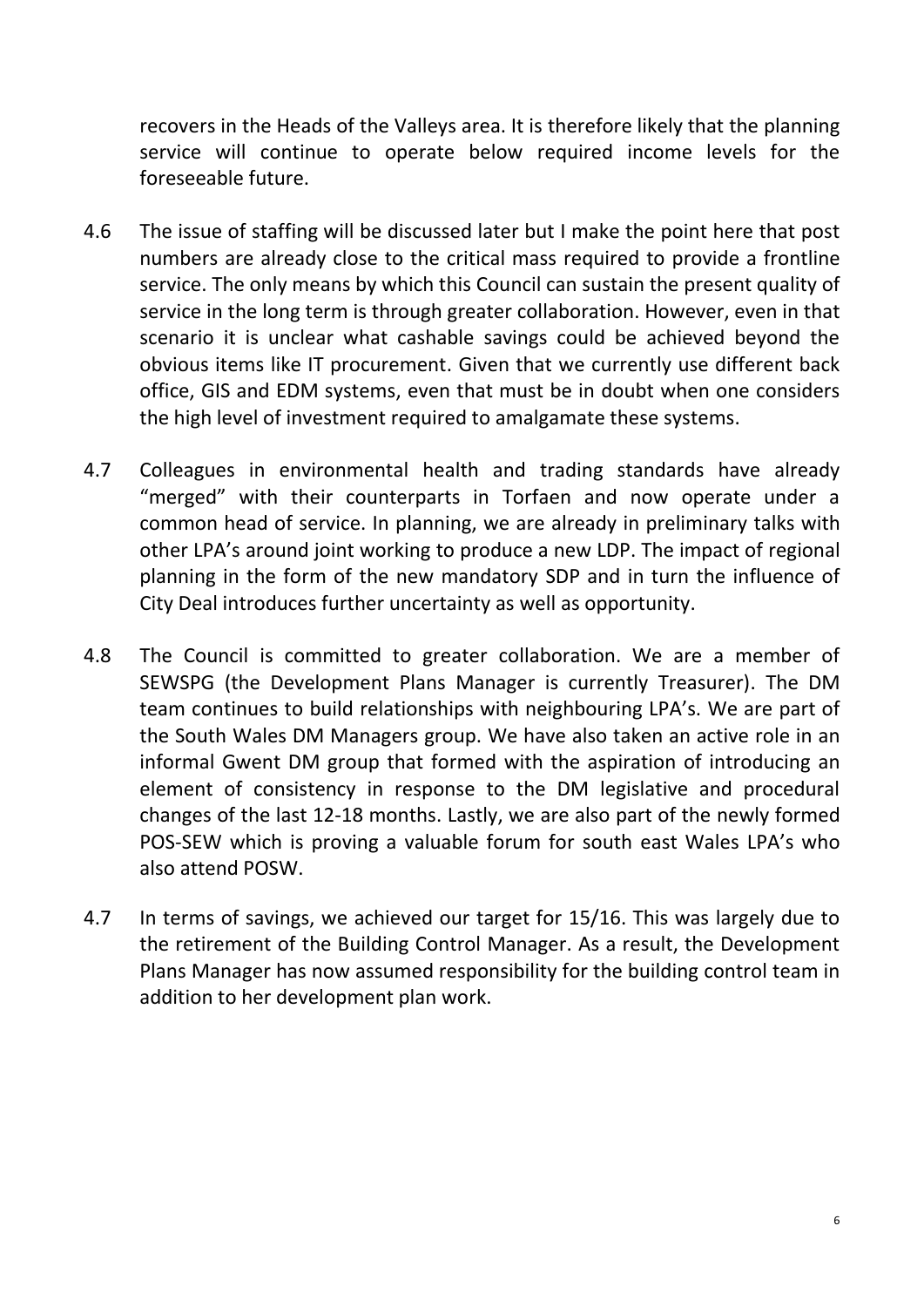recovers in the Heads of the Valleys area. It is therefore likely that the planning service will continue to operate below required income levels for the foreseeable future.

4.6 The issue of staffing will be discussed later but I make the point here that post numbers are already close to the critical mass required to provide a frontline service. The only means by which this Council can sustain the present quality of service in the long term is through greater collaboration. However, even in that scenario it is unclear what cashable savings could be achieved beyond the obvious items like IT procurement. Given that we currently use different back office, GIS and EDM systems, even that must be in doubt when one considers the high level of investment required to amalgamate these systems.

4.7 Colleagues in environmental health and trading standards have already "merged" with their counterparts in Torfaen and now operate under a common head of service. In planning, we are already in preliminary talks with other LPA's around joint working to produce a new LDP. The impact of regional planning in the form of the new mandatory SDP and in turn the influence of City Deal introduces further uncertainty as well as opportunity.

4.8 The Council is committed to greater collaboration. We are a member of SEWSPG (the Development Plans Manager is currently Treasurer). The DM team continues to build relationships with neighbouring LPA's. We are part of the South Wales DM Managers group. We have also taken an active role in an informal Gwent DM group that formed with the aspiration of introducing an element of consistency in response to the DM legislative and procedural changes of the last 12-18 months. Lastly, we are also part of the newly formed POS-SEW which is proving a valuable forum for south east Wales LPA's who also attend POSW.

4.7 In terms of savings, we achieved our target for 15/16. This was largely due to the retirement of the Building Control Manager. As a result, the Development Plans Manager has now assumed responsibility for the building control team in addition to her development plan work.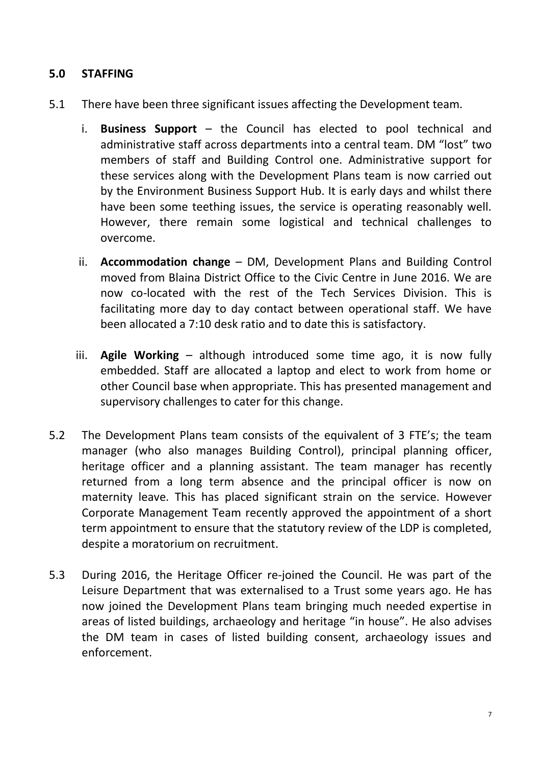## 5.0 STAFFING

5.1 There have been three significant issues affecting the Development team.

   i. **Business Support** – the Council has elected to pool technical and administrative staff across departments into a central team. DM "lost" two members of staff and Building Control one. Administrative support for these services along with the Development Plans team is now carried out by the Environment Business Support Hub. It is early days and whilst there have been some teething issues, the service is operating reasonably well. However, there remain some logistical and technical challenges to overcome.

   ii. **Accommodation change** – DM, Development Plans and Building Control moved from Blaina District Office to the Civic Centre in June 2016. We are now co-located with the rest of the Tech Services Division. This is facilitating more day to day contact between operational staff. We have been allocated a 7:10 desk ratio and to date this is satisfactory.

   iii. **Agile Working** – although introduced some time ago, it is now fully embedded. Staff are allocated a laptop and elect to work from home or other Council base when appropriate. This has presented management and supervisory challenges to cater for this change.

5.2 The Development Plans team consists of the equivalent of 3 FTE's; the team manager (who also manages Building Control), principal planning officer, heritage officer and a planning assistant. The team manager has recently returned from a long term absence and the principal officer is now on maternity leave. This has placed significant strain on the service. However Corporate Management Team recently approved the appointment of a short term appointment to ensure that the statutory review of the LDP is completed, despite a moratorium on recruitment.

5.3 During 2016, the Heritage Officer re-joined the Council. He was part of the Leisure Department that was externalised to a Trust some years ago. He has now joined the Development Plans team bringing much needed expertise in areas of listed buildings, archaeology and heritage "in house". He also advises the DM team in cases of listed building consent, archaeology issues and enforcement.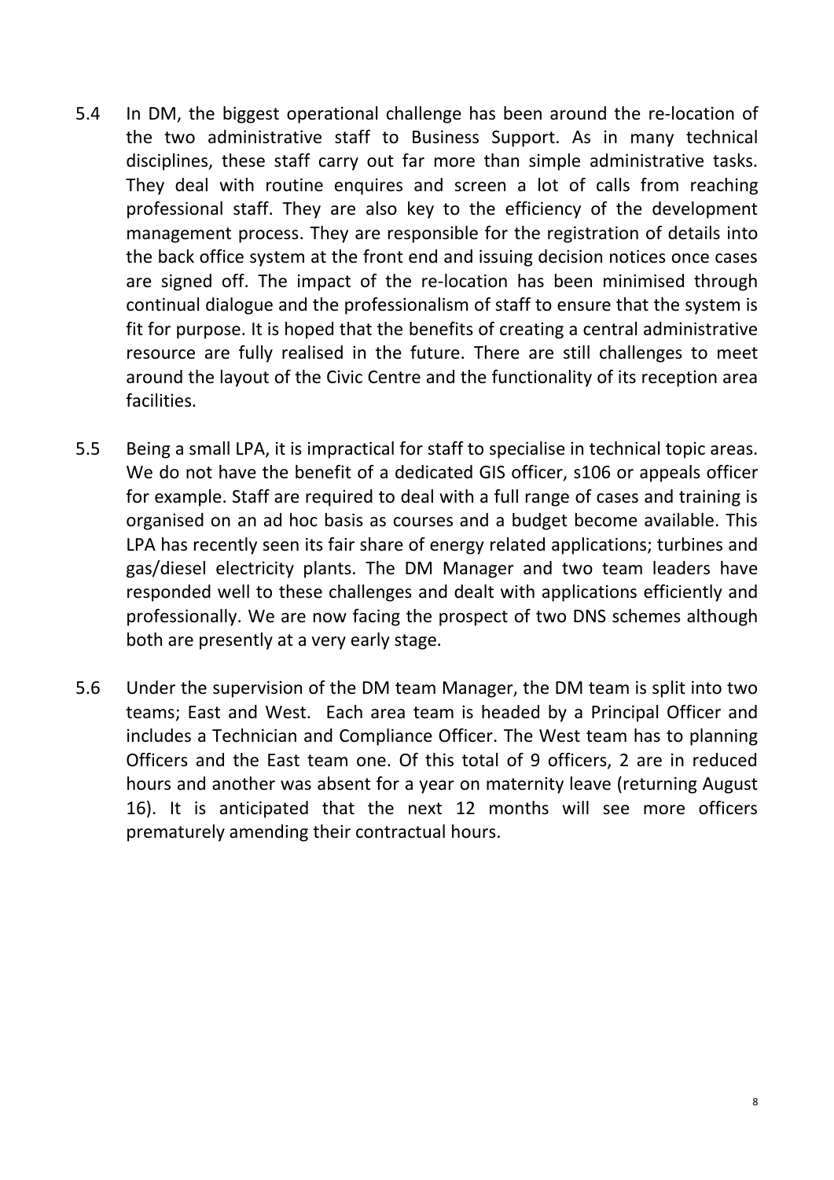5.4 In DM, the biggest operational challenge has been around the re-location of the two administrative staff to Business Support. As in many technical disciplines, these staff carry out far more than simple administrative tasks. They deal with routine enquires and screen a lot of calls from reaching professional staff. They are also key to the efficiency of the development management process. They are responsible for the registration of details into the back office system at the front end and issuing decision notices once cases are signed off. The impact of the re-location has been minimised through continual dialogue and the professionalism of staff to ensure that the system is fit for purpose. It is hoped that the benefits of creating a central administrative resource are fully realised in the future. There are still challenges to meet around the layout of the Civic Centre and the functionality of its reception area facilities.

5.5 Being a small LPA, it is impractical for staff to specialise in technical topic areas. We do not have the benefit of a dedicated GIS officer, s106 or appeals officer for example. Staff are required to deal with a full range of cases and training is organised on an ad hoc basis as courses and a budget become available. This LPA has recently seen its fair share of energy related applications; turbines and gas/diesel electricity plants. The DM Manager and two team leaders have responded well to these challenges and dealt with applications efficiently and professionally. We are now facing the prospect of two DNS schemes although both are presently at a very early stage.

5.6 Under the supervision of the DM team Manager, the DM team is split into two teams; East and West. Each area team is headed by a Principal Officer and includes a Technician and Compliance Officer. The West team has to planning Officers and the East team one. Of this total of 9 officers, 2 are in reduced hours and another was absent for a year on maternity leave (returning August 16). It is anticipated that the next 12 months will see more officers prematurely amending their contractual hours.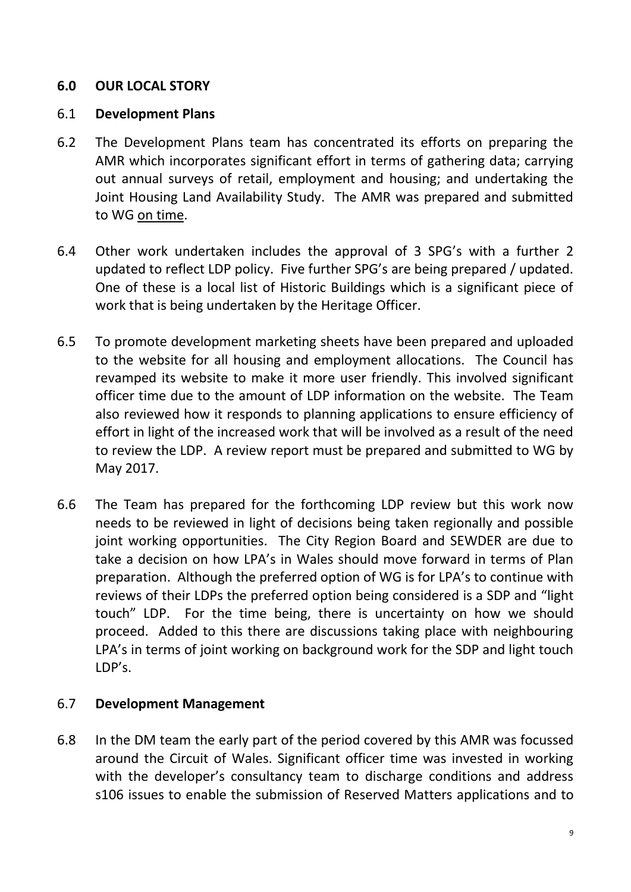## 6.0 OUR LOCAL STORY

### 6.1 Development Plans

6.2 The Development Plans team has concentrated its efforts on preparing the AMR which incorporates significant effort in terms of gathering data; carrying out annual surveys of retail, employment and housing; and undertaking the Joint Housing Land Availability Study. The AMR was prepared and submitted to WG on time.

6.4 Other work undertaken includes the approval of 3 SPG's with a further 2 updated to reflect LDP policy. Five further SPG's are being prepared / updated. One of these is a local list of Historic Buildings which is a significant piece of work that is being undertaken by the Heritage Officer.

6.5 To promote development marketing sheets have been prepared and uploaded to the website for all housing and employment allocations. The Council has revamped its website to make it more user friendly. This involved significant officer time due to the amount of LDP information on the website. The Team also reviewed how it responds to planning applications to ensure efficiency of effort in light of the increased work that will be involved as a result of the need to review the LDP. A review report must be prepared and submitted to WG by May 2017.

6.6 The Team has prepared for the forthcoming LDP review but this work now needs to be reviewed in light of decisions being taken regionally and possible joint working opportunities. The City Region Board and SEWDER are due to take a decision on how LPA's in Wales should move forward in terms of Plan preparation. Although the preferred option of WG is for LPA's to continue with reviews of their LDPs the preferred option being considered is a SDP and "light touch" LDP. For the time being, there is uncertainty on how we should proceed. Added to this there are discussions taking place with neighbouring LPA's in terms of joint working on background work for the SDP and light touch LDP's.

### 6.7 Development Management

6.8 In the DM team the early part of the period covered by this AMR was focussed around the Circuit of Wales. Significant officer time was invested in working with the developer's consultancy team to discharge conditions and address s106 issues to enable the submission of Reserved Matters applications and to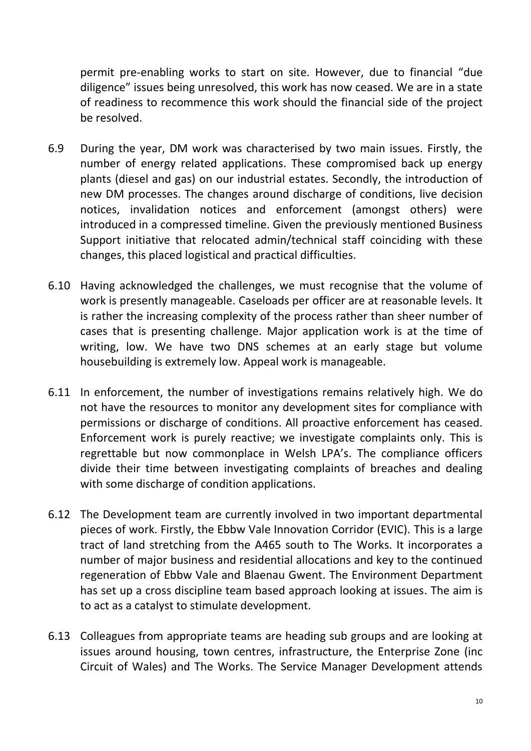permit pre-enabling works to start on site. However, due to financial "due diligence" issues being unresolved, this work has now ceased. We are in a state of readiness to recommence this work should the financial side of the project be resolved.

6.9 During the year, DM work was characterised by two main issues. Firstly, the number of energy related applications. These compromised back up energy plants (diesel and gas) on our industrial estates. Secondly, the introduction of new DM processes. The changes around discharge of conditions, live decision notices, invalidation notices and enforcement (amongst others) were introduced in a compressed timeline. Given the previously mentioned Business Support initiative that relocated admin/technical staff coinciding with these changes, this placed logistical and practical difficulties.

6.10 Having acknowledged the challenges, we must recognise that the volume of work is presently manageable. Caseloads per officer are at reasonable levels. It is rather the increasing complexity of the process rather than sheer number of cases that is presenting challenge. Major application work is at the time of writing, low. We have two DNS schemes at an early stage but volume housebuilding is extremely low. Appeal work is manageable.

6.11 In enforcement, the number of investigations remains relatively high. We do not have the resources to monitor any development sites for compliance with permissions or discharge of conditions. All proactive enforcement has ceased. Enforcement work is purely reactive; we investigate complaints only. This is regrettable but now commonplace in Welsh LPA's. The compliance officers divide their time between investigating complaints of breaches and dealing with some discharge of condition applications.

6.12 The Development team are currently involved in two important departmental pieces of work. Firstly, the Ebbw Vale Innovation Corridor (EVIC). This is a large tract of land stretching from the A465 south to The Works. It incorporates a number of major business and residential allocations and key to the continued regeneration of Ebbw Vale and Blaenau Gwent. The Environment Department has set up a cross discipline team based approach looking at issues. The aim is to act as a catalyst to stimulate development.

6.13 Colleagues from appropriate teams are heading sub groups and are looking at issues around housing, town centres, infrastructure, the Enterprise Zone (inc Circuit of Wales) and The Works. The Service Manager Development attends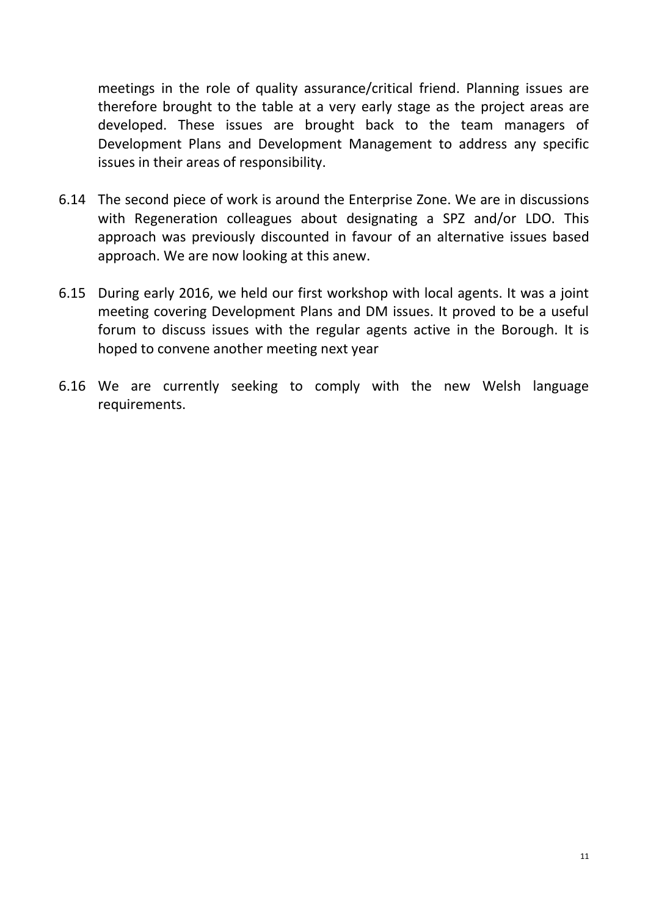meetings in the role of quality assurance/critical friend. Planning issues are therefore brought to the table at a very early stage as the project areas are developed. These issues are brought back to the team managers of Development Plans and Development Management to address any specific issues in their areas of responsibility.

6.14 The second piece of work is around the Enterprise Zone. We are in discussions with Regeneration colleagues about designating a SPZ and/or LDO. This approach was previously discounted in favour of an alternative issues based approach. We are now looking at this anew.

6.15 During early 2016, we held our first workshop with local agents. It was a joint meeting covering Development Plans and DM issues. It proved to be a useful forum to discuss issues with the regular agents active in the Borough. It is hoped to convene another meeting next year

6.16 We are currently seeking to comply with the new Welsh language requirements.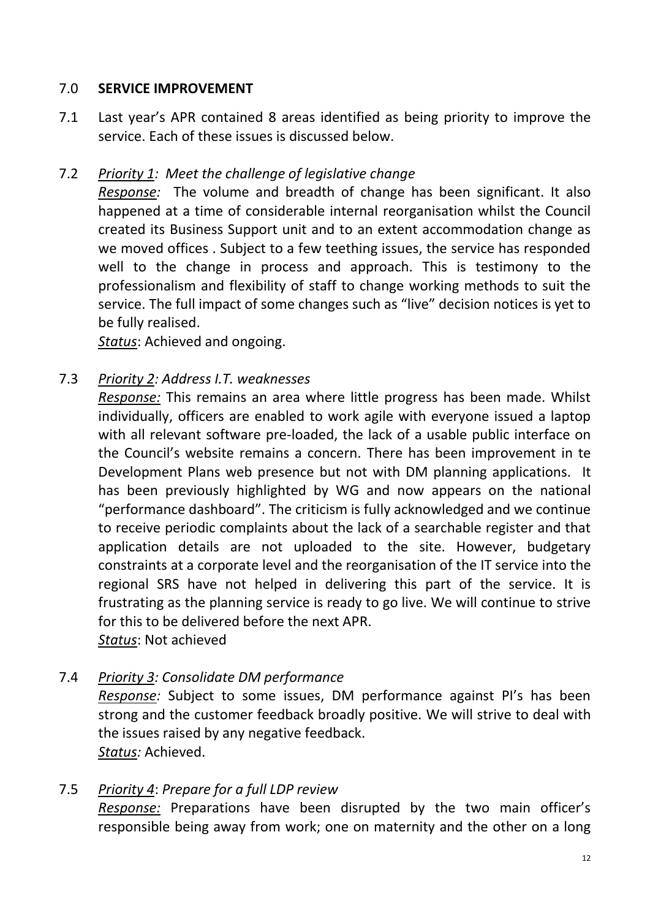## 7.0 SERVICE IMPROVEMENT

7.1 Last year's APR contained 8 areas identified as being priority to improve the service. Each of these issues is discussed below.

7.2 *<u>Priority 1</u>: Meet the challenge of legislative change*

*<u>Response:</u>* The volume and breadth of change has been significant. It also happened at a time of considerable internal reorganisation whilst the Council created its Business Support unit and to an extent accommodation change as we moved offices . Subject to a few teething issues, the service has responded well to the change in process and approach. This is testimony to the professionalism and flexibility of staff to change working methods to suit the service. The full impact of some changes such as "live" decision notices is yet to be fully realised.

*<u>Status</u>*: Achieved and ongoing.

7.3 *<u>Priority 2</u>: Address I.T. weaknesses*

*<u>Response:</u>* This remains an area where little progress has been made. Whilst individually, officers are enabled to work agile with everyone issued a laptop with all relevant software pre-loaded, the lack of a usable public interface on the Council's website remains a concern. There has been improvement in te Development Plans web presence but not with DM planning applications. It has been previously highlighted by WG and now appears on the national "performance dashboard". The criticism is fully acknowledged and we continue to receive periodic complaints about the lack of a searchable register and that application details are not uploaded to the site. However, budgetary constraints at a corporate level and the reorganisation of the IT service into the regional SRS have not helped in delivering this part of the service. It is frustrating as the planning service is ready to go live. We will continue to strive for this to be delivered before the next APR.

*<u>Status</u>*: Not achieved

7.4 *<u>Priority 3</u>: Consolidate DM performance*

*<u>Response:</u>* Subject to some issues, DM performance against PI's has been strong and the customer feedback broadly positive. We will strive to deal with the issues raised by any negative feedback.

*<u>Status:</u>* Achieved.

7.5 *<u>Priority 4</u>: Prepare for a full LDP review*

*<u>Response:</u>* Preparations have been disrupted by the two main officer's responsible being away from work; one on maternity and the other on a long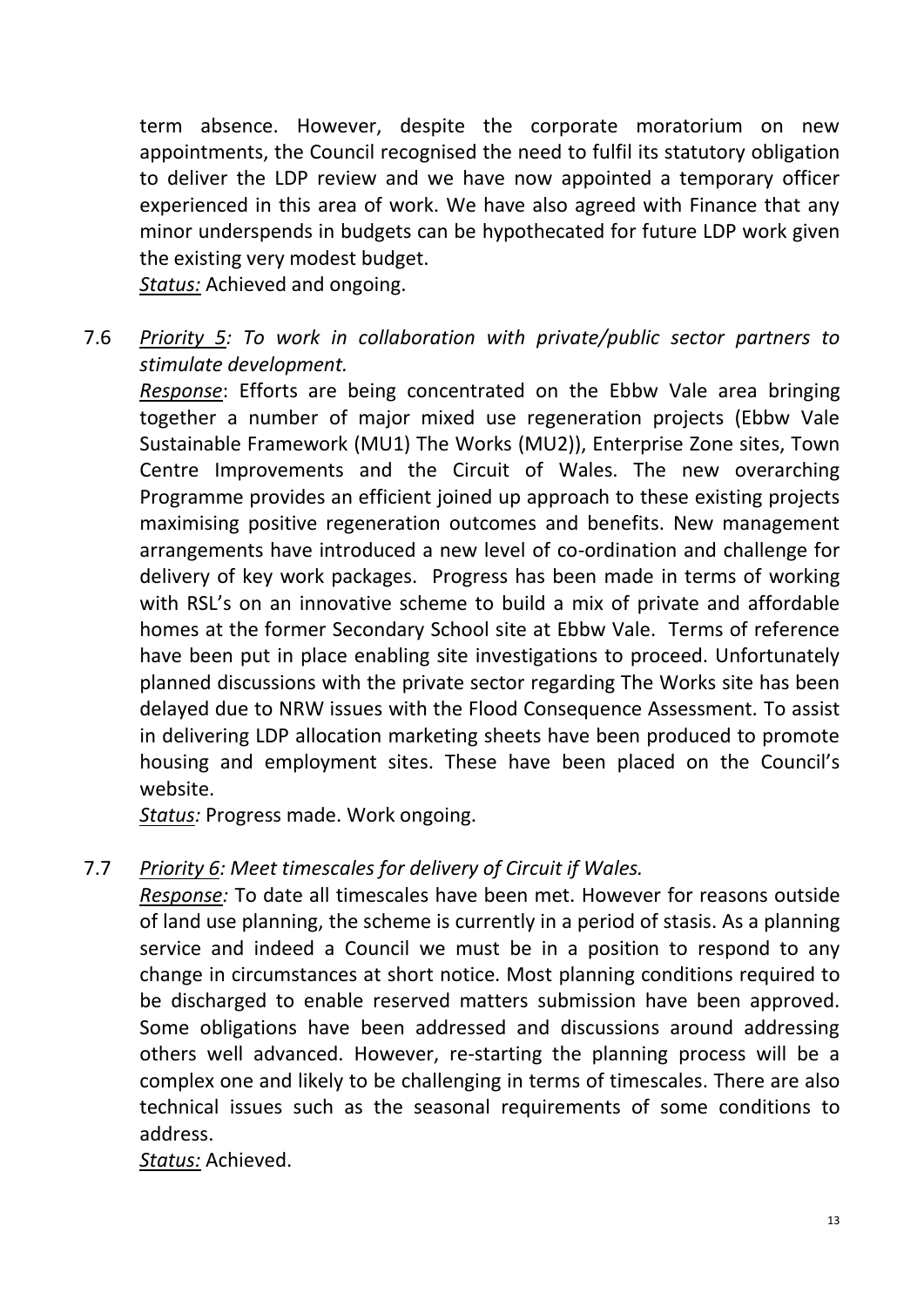term absence. However, despite the corporate moratorium on new appointments, the Council recognised the need to fulfil its statutory obligation to deliver the LDP review and we have now appointed a temporary officer experienced in this area of work. We have also agreed with Finance that any minor underspends in budgets can be hypothecated for future LDP work given the existing very modest budget.
*Status:* Achieved and ongoing.

7.6 *Priority 5: To work in collaboration with private/public sector partners to stimulate development.*
*Response*: Efforts are being concentrated on the Ebbw Vale area bringing together a number of major mixed use regeneration projects (Ebbw Vale Sustainable Framework (MU1) The Works (MU2)), Enterprise Zone sites, Town Centre Improvements and the Circuit of Wales. The new overarching Programme provides an efficient joined up approach to these existing projects maximising positive regeneration outcomes and benefits. New management arrangements have introduced a new level of co-ordination and challenge for delivery of key work packages. Progress has been made in terms of working with RSL's on an innovative scheme to build a mix of private and affordable homes at the former Secondary School site at Ebbw Vale. Terms of reference have been put in place enabling site investigations to proceed. Unfortunately planned discussions with the private sector regarding The Works site has been delayed due to NRW issues with the Flood Consequence Assessment. To assist in delivering LDP allocation marketing sheets have been produced to promote housing and employment sites. These have been placed on the Council's website.
*Status:* Progress made. Work ongoing.

7.7 *Priority 6: Meet timescales for delivery of Circuit if Wales.*
*Response:* To date all timescales have been met. However for reasons outside of land use planning, the scheme is currently in a period of stasis. As a planning service and indeed a Council we must be in a position to respond to any change in circumstances at short notice. Most planning conditions required to be discharged to enable reserved matters submission have been approved. Some obligations have been addressed and discussions around addressing others well advanced. However, re-starting the planning process will be a complex one and likely to be challenging in terms of timescales. There are also technical issues such as the seasonal requirements of some conditions to address.
*Status:* Achieved.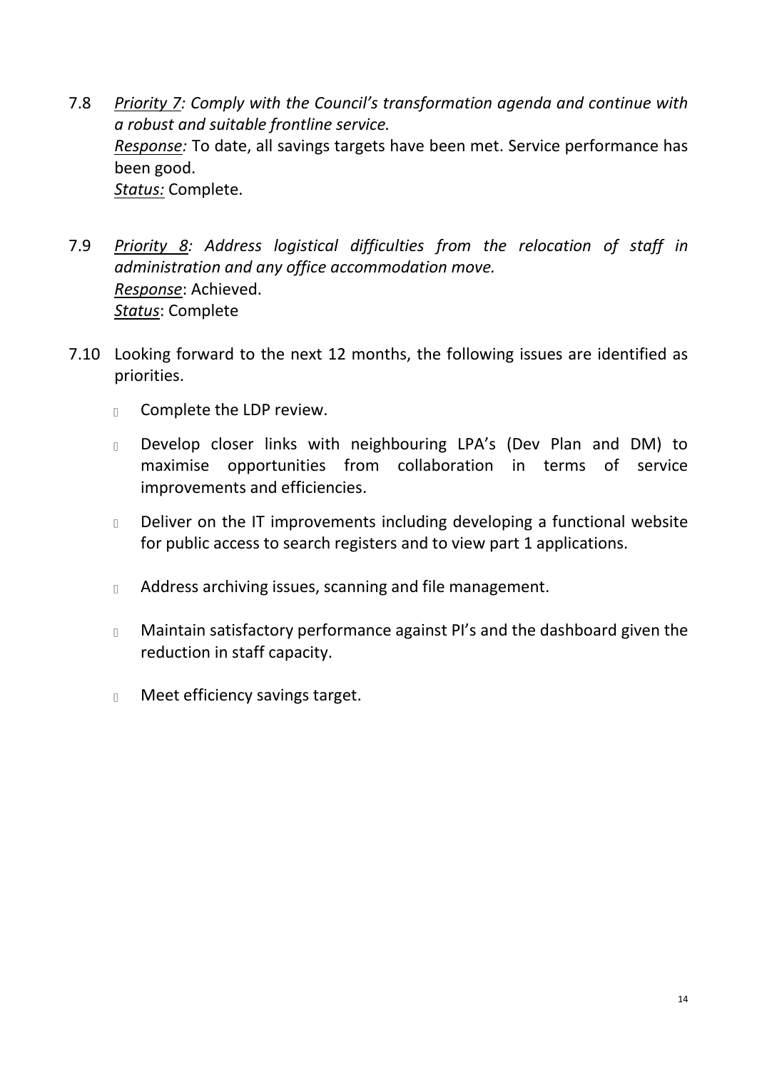7.8 *<u>Priority 7</u>: Comply with the Council's transformation agenda and continue with a robust and suitable frontline service.*
*<u>Response</u>:* To date, all savings targets have been met. Service performance has been good.
*<u>Status:</u>* Complete.

7.9 *<u>Priority 8</u>: Address logistical difficulties from the relocation of staff in administration and any office accommodation move.*
*<u>Response</u>*: Achieved.
*<u>Status</u>*: Complete

7.10 Looking forward to the next 12 months, the following issues are identified as priorities.

- Complete the LDP review.
- Develop closer links with neighbouring LPA's (Dev Plan and DM) to maximise opportunities from collaboration in terms of service improvements and efficiencies.
- Deliver on the IT improvements including developing a functional website for public access to search registers and to view part 1 applications.
- Address archiving issues, scanning and file management.
- Maintain satisfactory performance against PI's and the dashboard given the reduction in staff capacity.
- Meet efficiency savings target.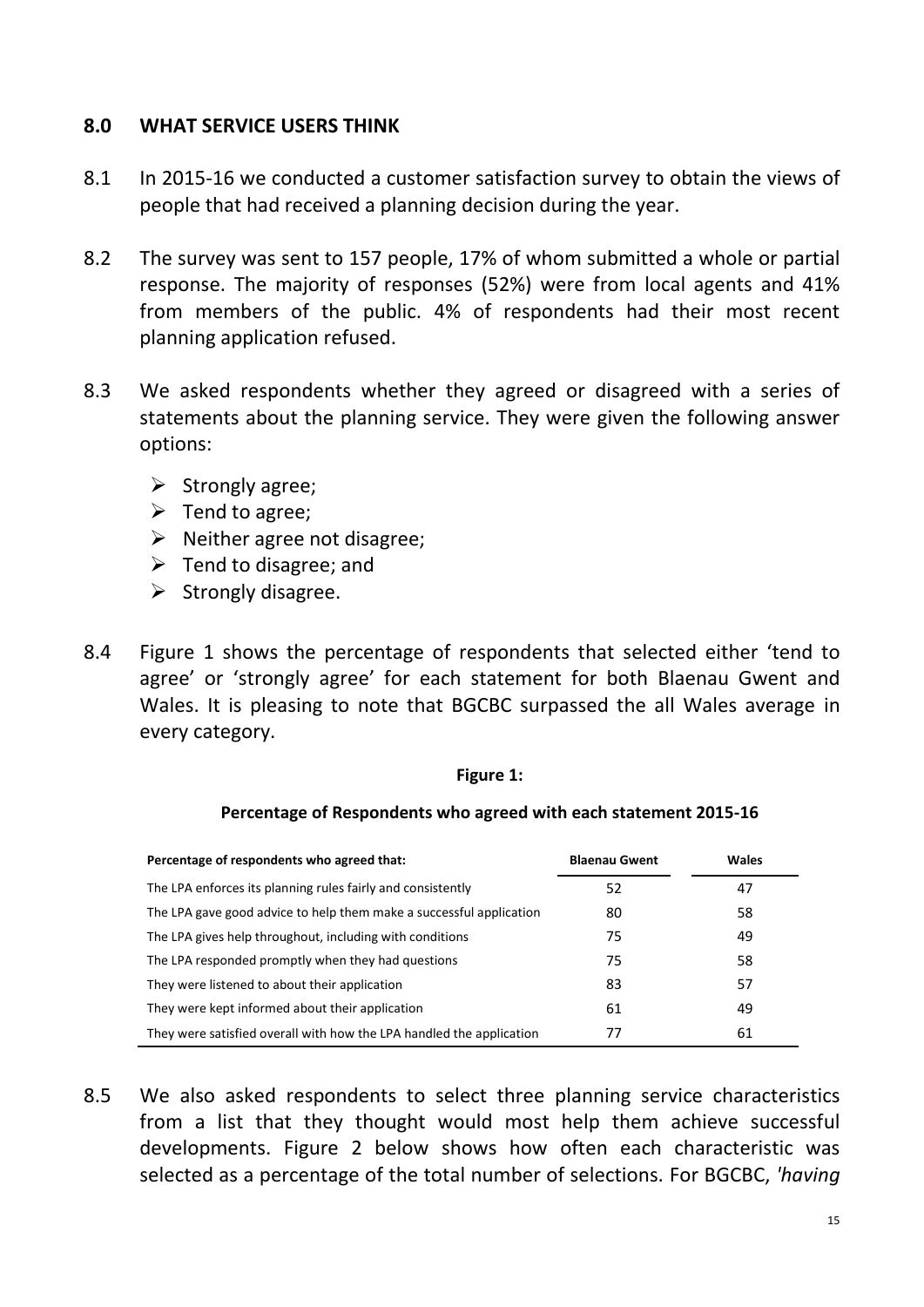## 8.0 WHAT SERVICE USERS THINK

8.1 In 2015-16 we conducted a customer satisfaction survey to obtain the views of people that had received a planning decision during the year.

8.2 The survey was sent to 157 people, 17% of whom submitted a whole or partial response. The majority of responses (52%) were from local agents and 41% from members of the public. 4% of respondents had their most recent planning application refused.

8.3 We asked respondents whether they agreed or disagreed with a series of statements about the planning service. They were given the following answer options:

- Strongly agree;
- Tend to agree;
- Neither agree not disagree;
- Tend to disagree; and
- Strongly disagree.

8.4 Figure 1 shows the percentage of respondents that selected either 'tend to agree' or 'strongly agree' for each statement for both Blaenau Gwent and Wales. It is pleasing to note that BGCBC surpassed the all Wales average in every category.

**Figure 1:**

**Percentage of Respondents who agreed with each statement 2015-16**

| Percentage of respondents who agreed that: | Blaenau Gwent | Wales |
|---|---|---|
| The LPA enforces its planning rules fairly and consistently | 52 | 47 |
| The LPA gave good advice to help them make a successful application | 80 | 58 |
| The LPA gives help throughout, including with conditions | 75 | 49 |
| The LPA responded promptly when they had questions | 75 | 58 |
| They were listened to about their application | 83 | 57 |
| They were kept informed about their application | 61 | 49 |
| They were satisfied overall with how the LPA handled the application | 77 | 61 |

8.5 We also asked respondents to select three planning service characteristics from a list that they thought would most help them achieve successful developments. Figure 2 below shows how often each characteristic was selected as a percentage of the total number of selections. For BGCBC, *'having*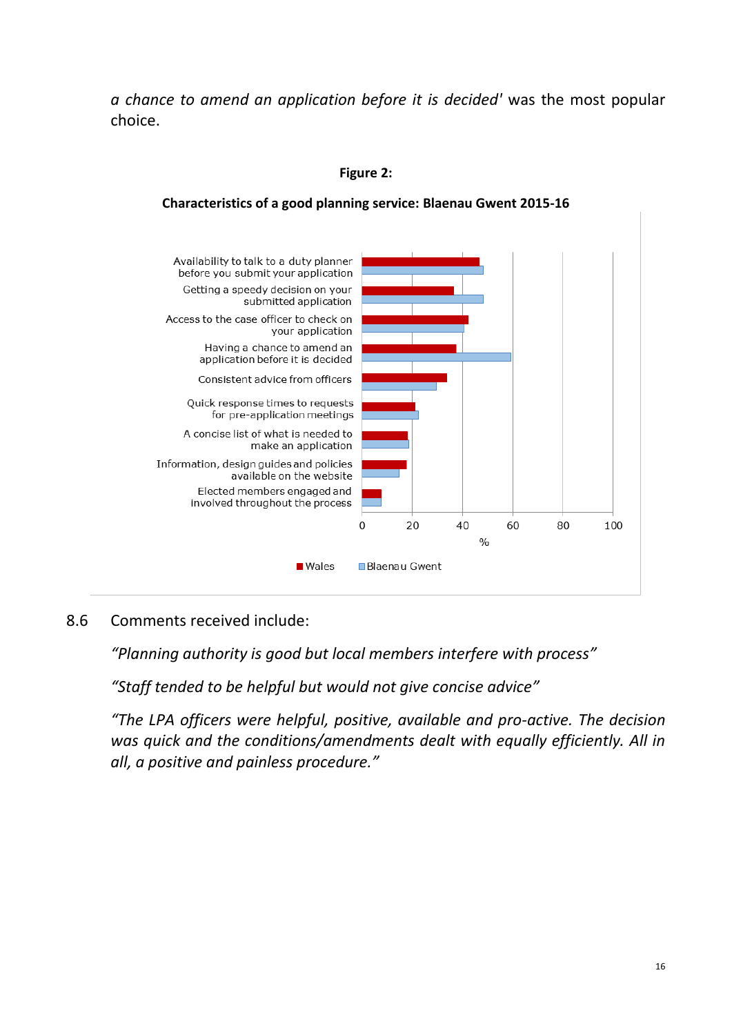*a chance to amend an application before it is decided'* was the most popular choice.

**Figure 2:**

**Characteristics of a good planning service: Blaenau Gwent 2015-16**

8.6 Comments received include:

*"Planning authority is good but local members interfere with process"*

*"Staff tended to be helpful but would not give concise advice"*

*"The LPA officers were helpful, positive, available and pro-active. The decision was quick and the conditions/amendments dealt with equally efficiently. All in all, a positive and painless procedure."*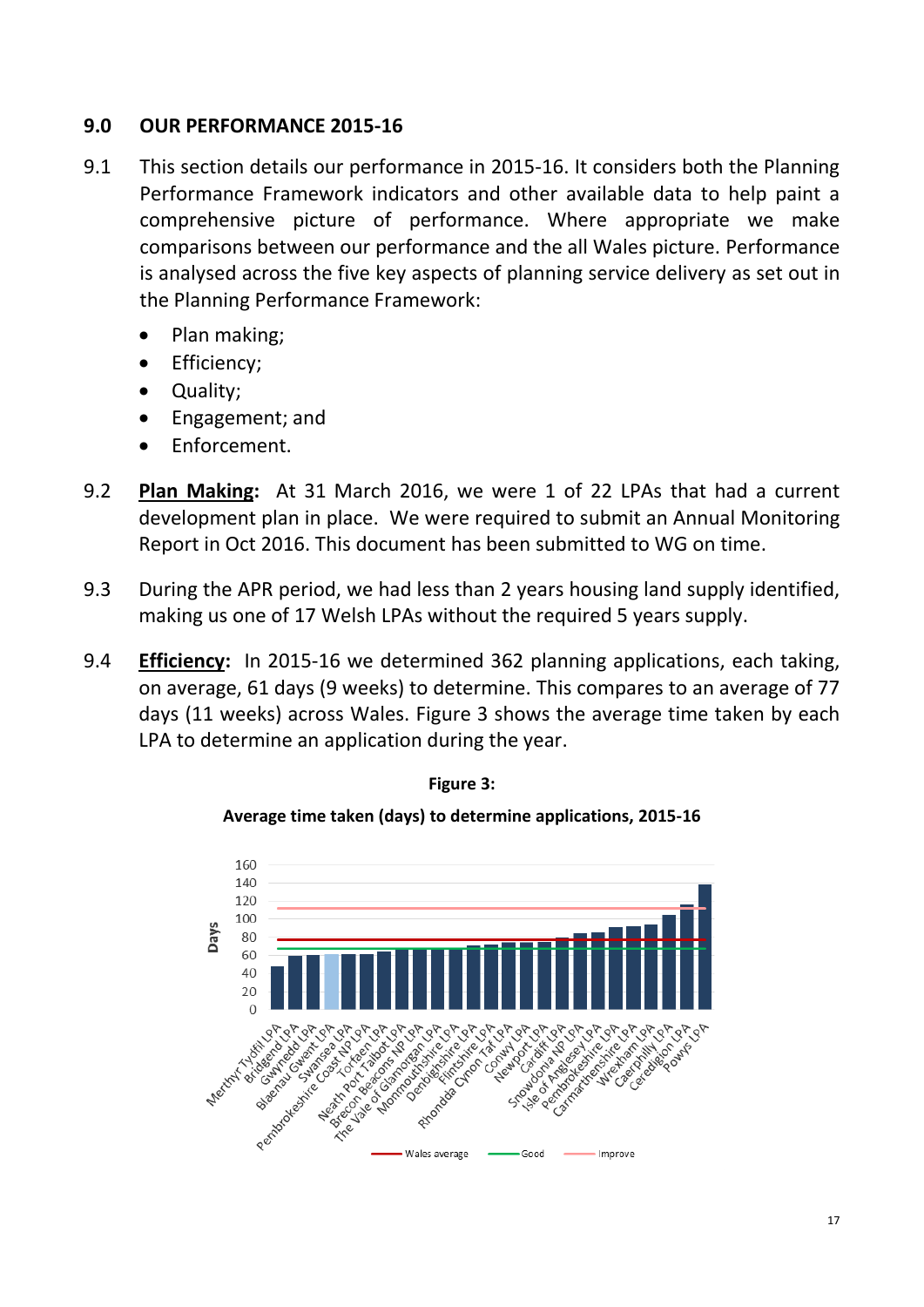## 9.0 OUR PERFORMANCE 2015-16

9.1 This section details our performance in 2015-16. It considers both the Planning Performance Framework indicators and other available data to help paint a comprehensive picture of performance. Where appropriate we make comparisons between our performance and the all Wales picture. Performance is analysed across the five key aspects of planning service delivery as set out in the Planning Performance Framework:

- Plan making;
- Efficiency;
- Quality;
- Engagement; and
- Enforcement.

9.2 **Plan Making:** At 31 March 2016, we were 1 of 22 LPAs that had a current development plan in place. We were required to submit an Annual Monitoring Report in Oct 2016. This document has been submitted to WG on time.

9.3 During the APR period, we had less than 2 years housing land supply identified, making us one of 17 Welsh LPAs without the required 5 years supply.

9.4 **Efficiency:** In 2015-16 we determined 362 planning applications, each taking, on average, 61 days (9 weeks) to determine. This compares to an average of 77 days (11 weeks) across Wales. Figure 3 shows the average time taken by each LPA to determine an application during the year.

**Figure 3:**

**Average time taken (days) to determine applications, 2015-16**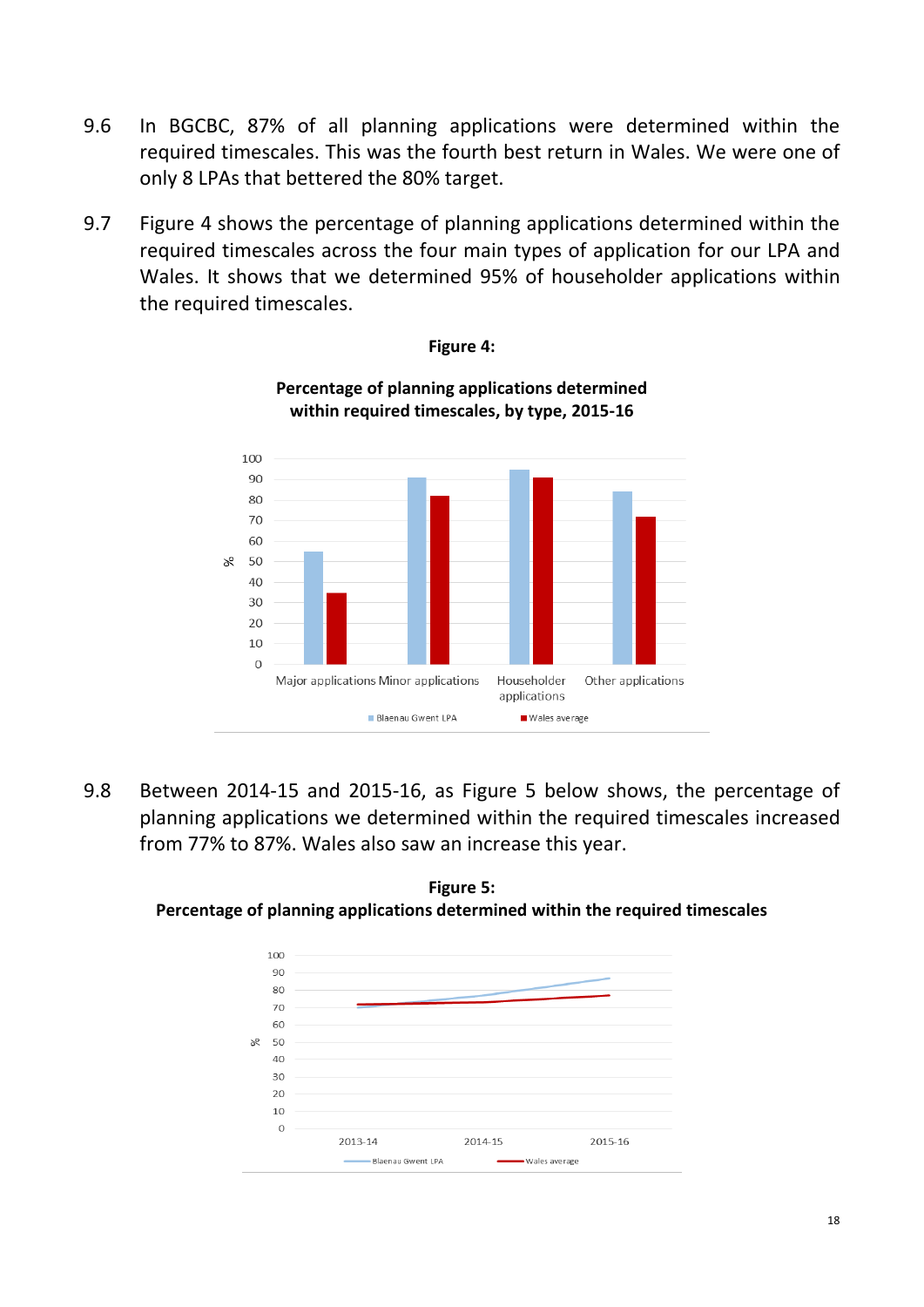9.6 In BGCBC, 87% of all planning applications were determined within the required timescales. This was the fourth best return in Wales. We were one of only 8 LPAs that bettered the 80% target.

9.7 Figure 4 shows the percentage of planning applications determined within the required timescales across the four main types of application for our LPA and Wales. It shows that we determined 95% of householder applications within the required timescales.

**Figure 4:**

**Percentage of planning applications determined within required timescales, by type, 2015-16**

9.8 Between 2014-15 and 2015-16, as Figure 5 below shows, the percentage of planning applications we determined within the required timescales increased from 77% to 87%. Wales also saw an increase this year.

**Figure 5:**
**Percentage of planning applications determined within the required timescales**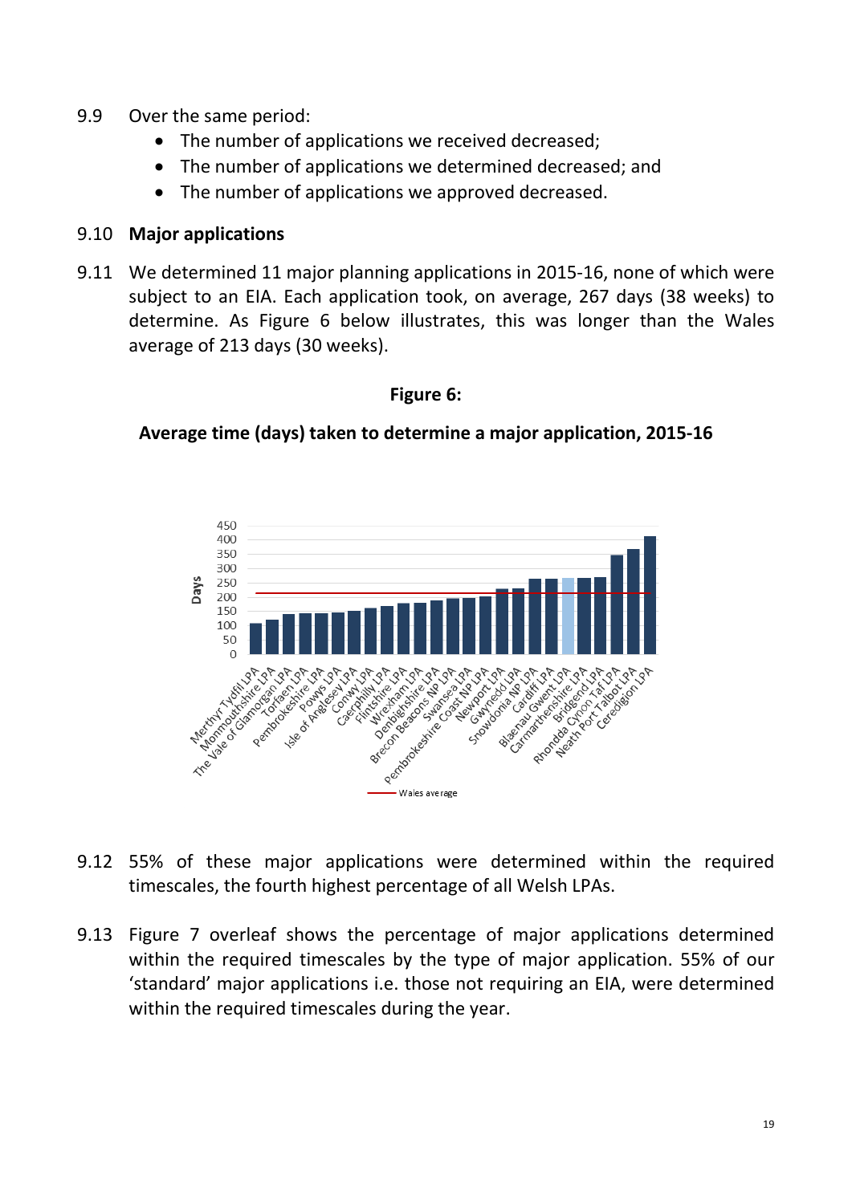9.9 Over the same period:

- The number of applications we received decreased;
- The number of applications we determined decreased; and
- The number of applications we approved decreased.

9.10 **Major applications**

9.11 We determined 11 major planning applications in 2015-16, none of which were subject to an EIA. Each application took, on average, 267 days (38 weeks) to determine. As Figure 6 below illustrates, this was longer than the Wales average of 213 days (30 weeks).

**Figure 6:**

**Average time (days) taken to determine a major application, 2015-16**

9.12 55% of these major applications were determined within the required timescales, the fourth highest percentage of all Welsh LPAs.

9.13 Figure 7 overleaf shows the percentage of major applications determined within the required timescales by the type of major application. 55% of our 'standard' major applications i.e. those not requiring an EIA, were determined within the required timescales during the year.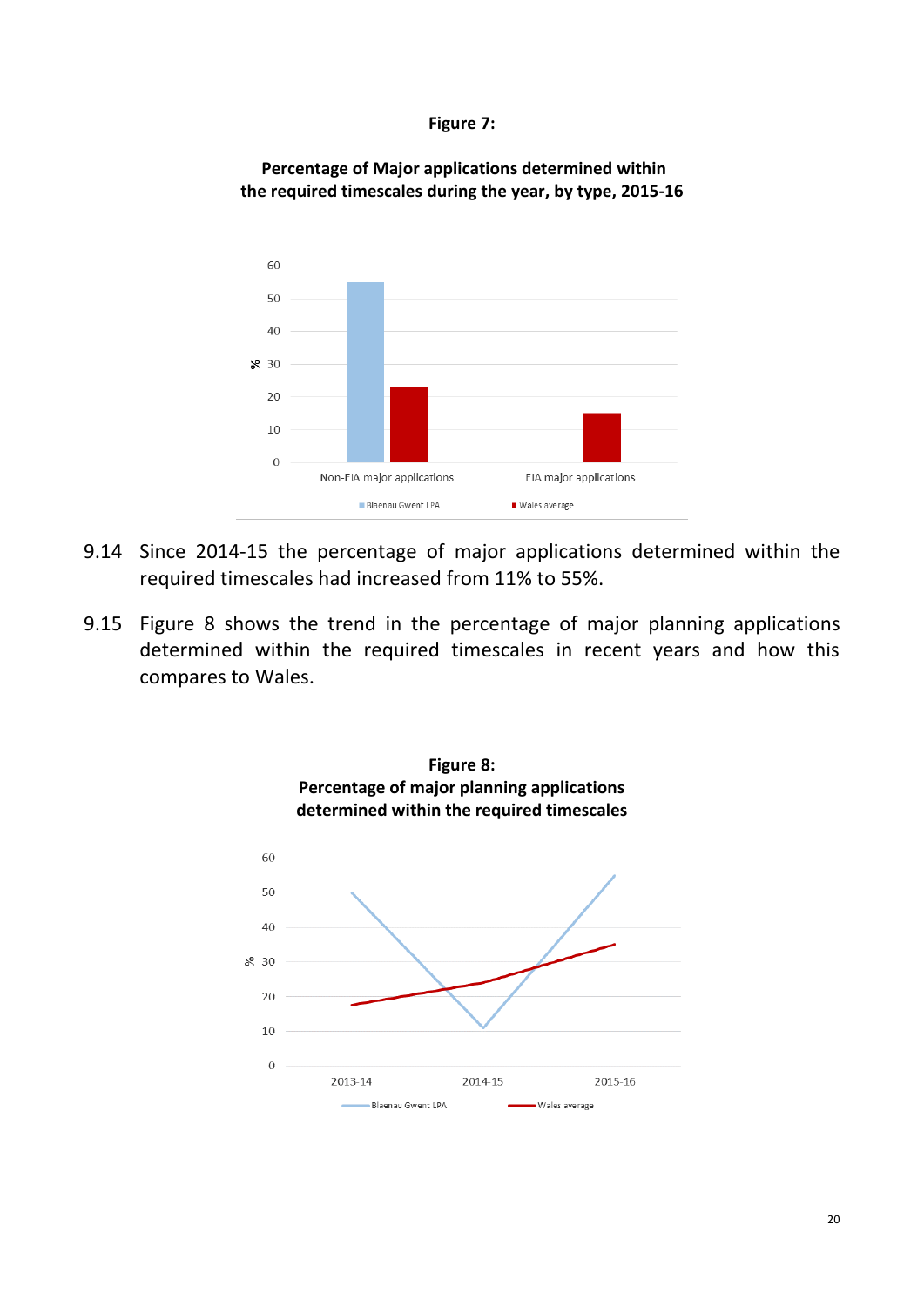**Figure 7:**

**Percentage of Major applications determined within the required timescales during the year, by type, 2015-16**

9.14 Since 2014-15 the percentage of major applications determined within the required timescales had increased from 11% to 55%.

9.15 Figure 8 shows the trend in the percentage of major planning applications determined within the required timescales in recent years and how this compares to Wales.

**Figure 8:**
**Percentage of major planning applications determined within the required timescales**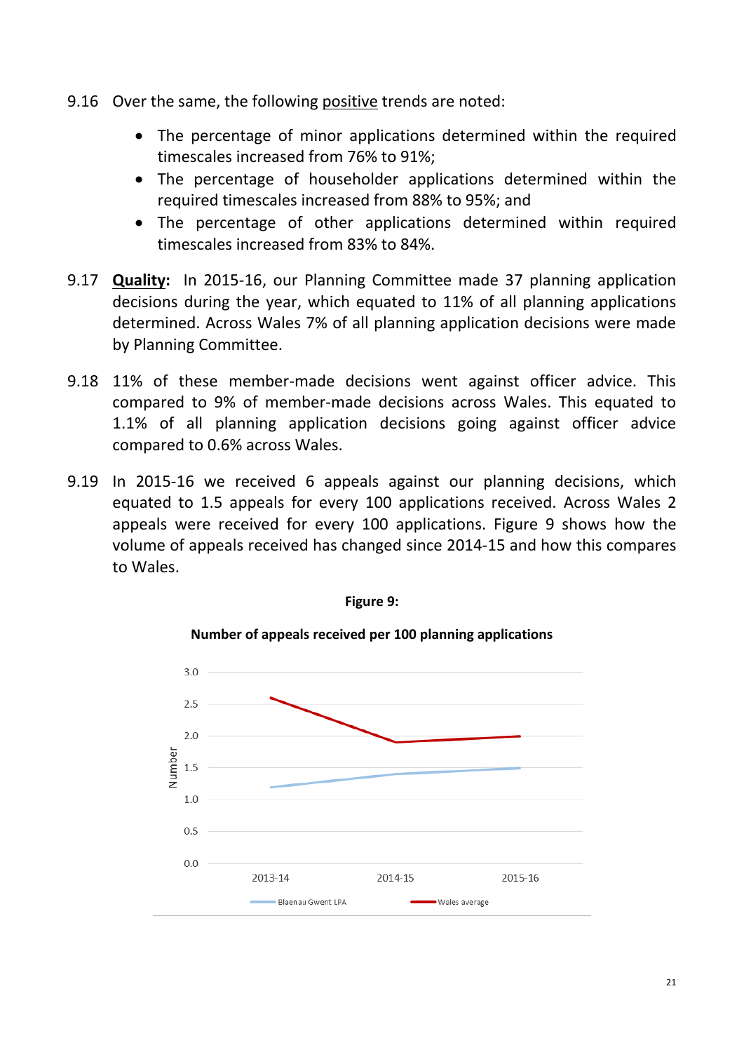9.16 Over the same, the following positive trends are noted:

- The percentage of minor applications determined within the required timescales increased from 76% to 91%;
- The percentage of householder applications determined within the required timescales increased from 88% to 95%; and
- The percentage of other applications determined within required timescales increased from 83% to 84%.

9.17 **Quality:** In 2015-16, our Planning Committee made 37 planning application decisions during the year, which equated to 11% of all planning applications determined. Across Wales 7% of all planning application decisions were made by Planning Committee.

9.18 11% of these member-made decisions went against officer advice. This compared to 9% of member-made decisions across Wales. This equated to 1.1% of all planning application decisions going against officer advice compared to 0.6% across Wales.

9.19 In 2015-16 we received 6 appeals against our planning decisions, which equated to 1.5 appeals for every 100 applications received. Across Wales 2 appeals were received for every 100 applications. Figure 9 shows how the volume of appeals received has changed since 2014-15 and how this compares to Wales.

**Figure 9:**

**Number of appeals received per 100 planning applications**

| | 2013-14 | 2014-15 | 2015-16 |
|---|---|---|---|
| Blaenau Gwent LPA | 1.2 | 1.4 | 1.5 |
| Wales average | 2.6 | 1.9 | 2.0 |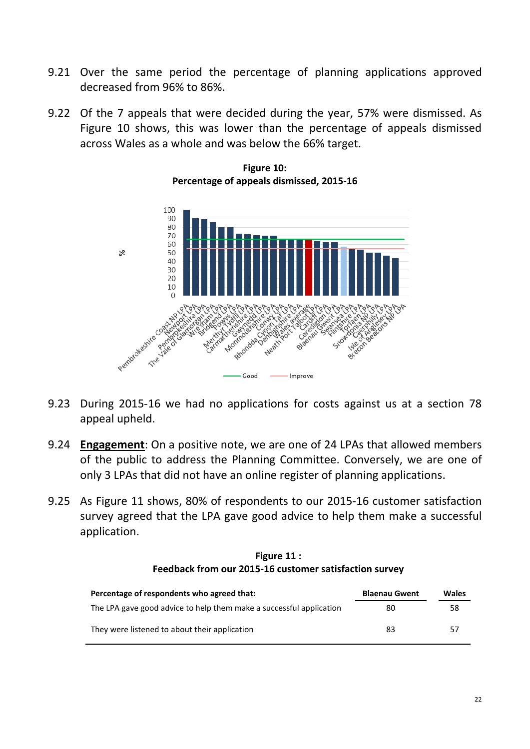9.21 Over the same period the percentage of planning applications approved decreased from 96% to 86%.

9.22 Of the 7 appeals that were decided during the year, 57% were dismissed. As Figure 10 shows, this was lower than the percentage of appeals dismissed across Wales as a whole and was below the 66% target.

**Figure 10:**
**Percentage of appeals dismissed, 2015-16**

9.23 During 2015-16 we had no applications for costs against us at a section 78 appeal upheld.

9.24 **Engagement**: On a positive note, we are one of 24 LPAs that allowed members of the public to address the Planning Committee. Conversely, we are one of only 3 LPAs that did not have an online register of planning applications.

9.25 As Figure 11 shows, 80% of respondents to our 2015-16 customer satisfaction survey agreed that the LPA gave good advice to help them make a successful application.

**Figure 11 :**
**Feedback from our 2015-16 customer satisfaction survey**

| Percentage of respondents who agreed that: | Blaenau Gwent | Wales |
|---|---|---|
| The LPA gave good advice to help them make a successful application | 80 | 58 |
| They were listened to about their application | 83 | 57 |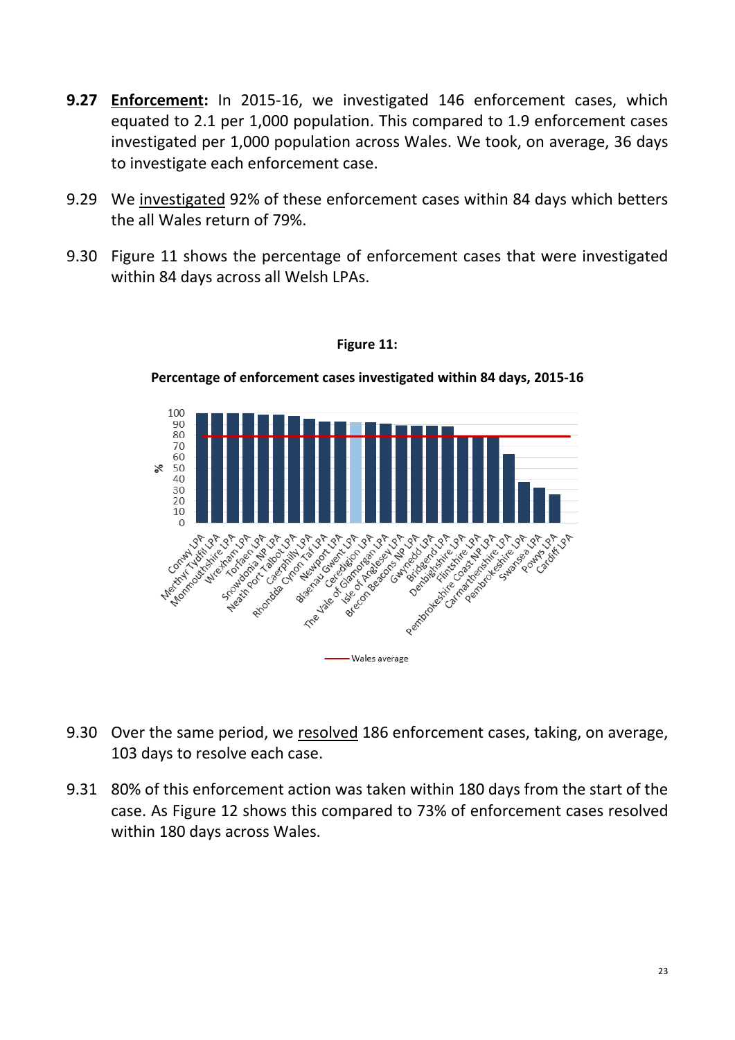**9.27** **Enforcement:** In 2015-16, we investigated 146 enforcement cases, which equated to 2.1 per 1,000 population. This compared to 1.9 enforcement cases investigated per 1,000 population across Wales. We took, on average, 36 days to investigate each enforcement case.

9.29 We investigated 92% of these enforcement cases within 84 days which betters the all Wales return of 79%.

9.30 Figure 11 shows the percentage of enforcement cases that were investigated within 84 days across all Welsh LPAs.

**Figure 11:**

**Percentage of enforcement cases investigated within 84 days, 2015-16**

9.30 Over the same period, we resolved 186 enforcement cases, taking, on average, 103 days to resolve each case.

9.31 80% of this enforcement action was taken within 180 days from the start of the case. As Figure 12 shows this compared to 73% of enforcement cases resolved within 180 days across Wales.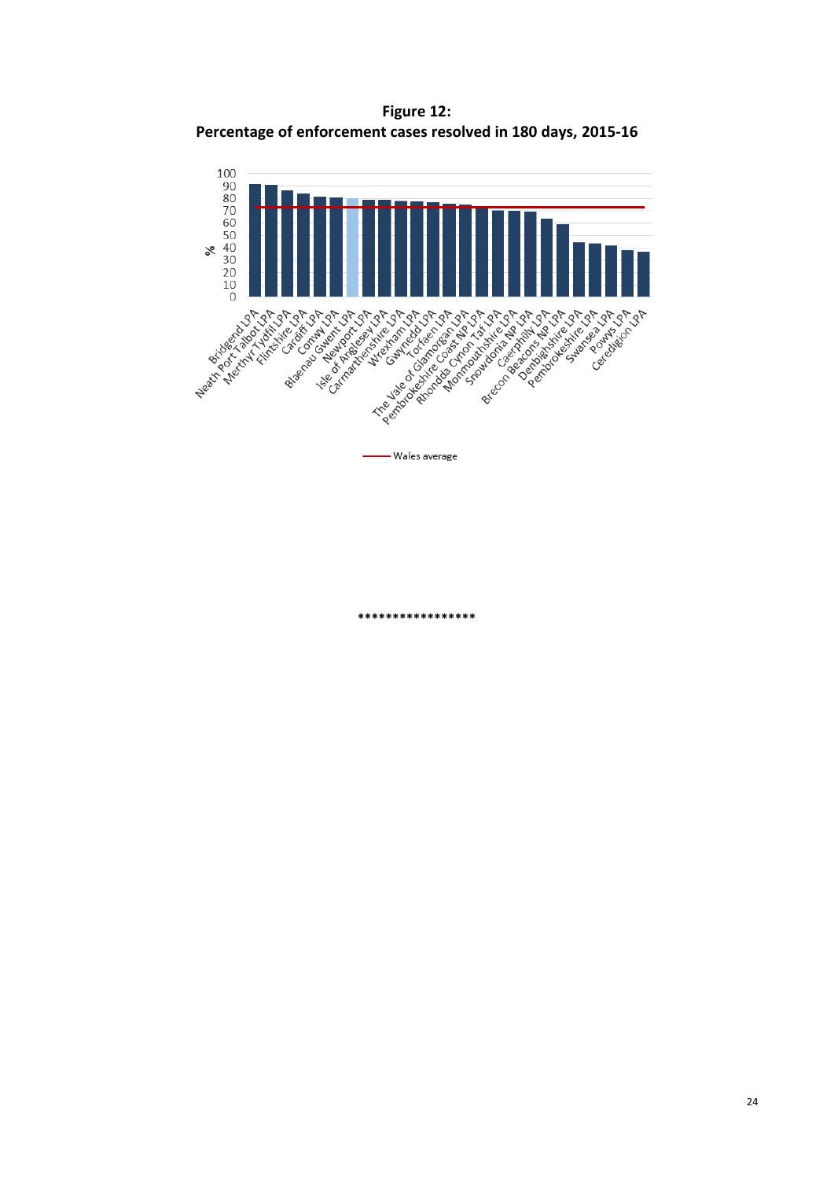**Figure 12:**
**Percentage of enforcement cases resolved in 180 days, 2015-16**

*****************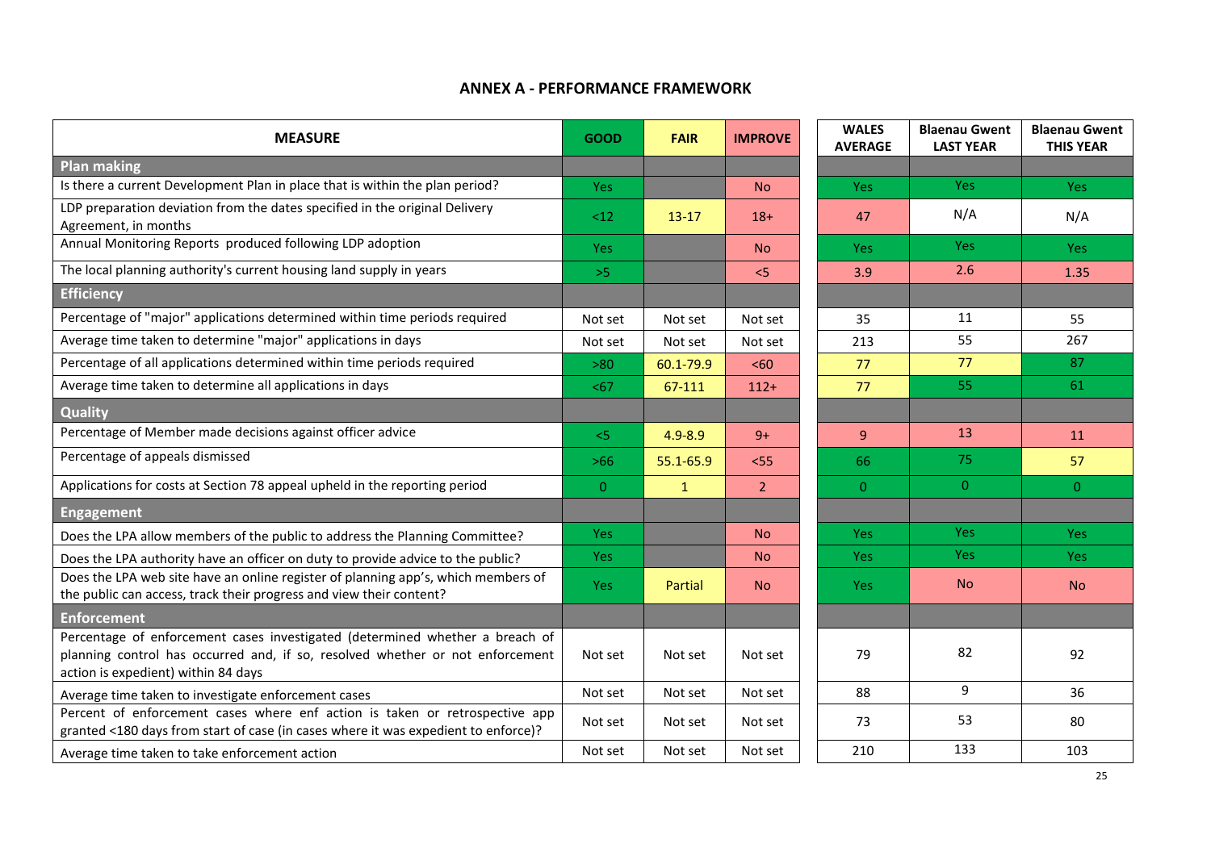## ANNEX A - PERFORMANCE FRAMEWORK

| MEASURE | GOOD | FAIR | IMPROVE | WALES AVERAGE | Blaenau Gwent LAST YEAR | Blaenau Gwent THIS YEAR |
|---|---|---|---|---|---|---|
| **Plan making** | | | | | | |
| Is there a current Development Plan in place that is within the plan period? | Yes | | No | Yes | Yes | Yes |
| LDP preparation deviation from the dates specified in the original Delivery Agreement, in months | <12 | 13-17 | 18+ | 47 | N/A | N/A |
| Annual Monitoring Reports produced following LDP adoption | Yes | | No | Yes | Yes | Yes |
| The local planning authority's current housing land supply in years | >5 | | <5 | 3.9 | 2.6 | 1.35 |
| **Efficiency** | | | | | | |
| Percentage of "major" applications determined within time periods required | Not set | Not set | Not set | 35 | 11 | 55 |
| Average time taken to determine "major" applications in days | Not set | Not set | Not set | 213 | 55 | 267 |
| Percentage of all applications determined within time periods required | >80 | 60.1-79.9 | <60 | 77 | 77 | 87 |
| Average time taken to determine all applications in days | <67 | 67-111 | 112+ | 77 | 55 | 61 |
| **Quality** | | | | | | |
| Percentage of Member made decisions against officer advice | <5 | 4.9-8.9 | 9+ | 9 | 13 | 11 |
| Percentage of appeals dismissed | >66 | 55.1-65.9 | <55 | 66 | 75 | 57 |
| Applications for costs at Section 78 appeal upheld in the reporting period | 0 | 1 | 2 | 0 | 0 | 0 |
| **Engagement** | | | | | | |
| Does the LPA allow members of the public to address the Planning Committee? | Yes | | No | Yes | Yes | Yes |
| Does the LPA authority have an officer on duty to provide advice to the public? | Yes | | No | Yes | Yes | Yes |
| Does the LPA web site have an online register of planning app's, which members of the public can access, track their progress and view their content? | Yes | Partial | No | Yes | No | No |
| **Enforcement** | | | | | | |
| Percentage of enforcement cases investigated (determined whether a breach of planning control has occurred and, if so, resolved whether or not enforcement action is expedient) within 84 days | Not set | Not set | Not set | 79 | 82 | 92 |
| Average time taken to investigate enforcement cases | Not set | Not set | Not set | 88 | 9 | 36 |
| Percent of enforcement cases where enf action is taken or retrospective app granted <180 days from start of case (in cases where it was expedient to enforce)? | Not set | Not set | Not set | 73 | 53 | 80 |
| Average time taken to take enforcement action | Not set | Not set | Not set | 210 | 133 | 103 |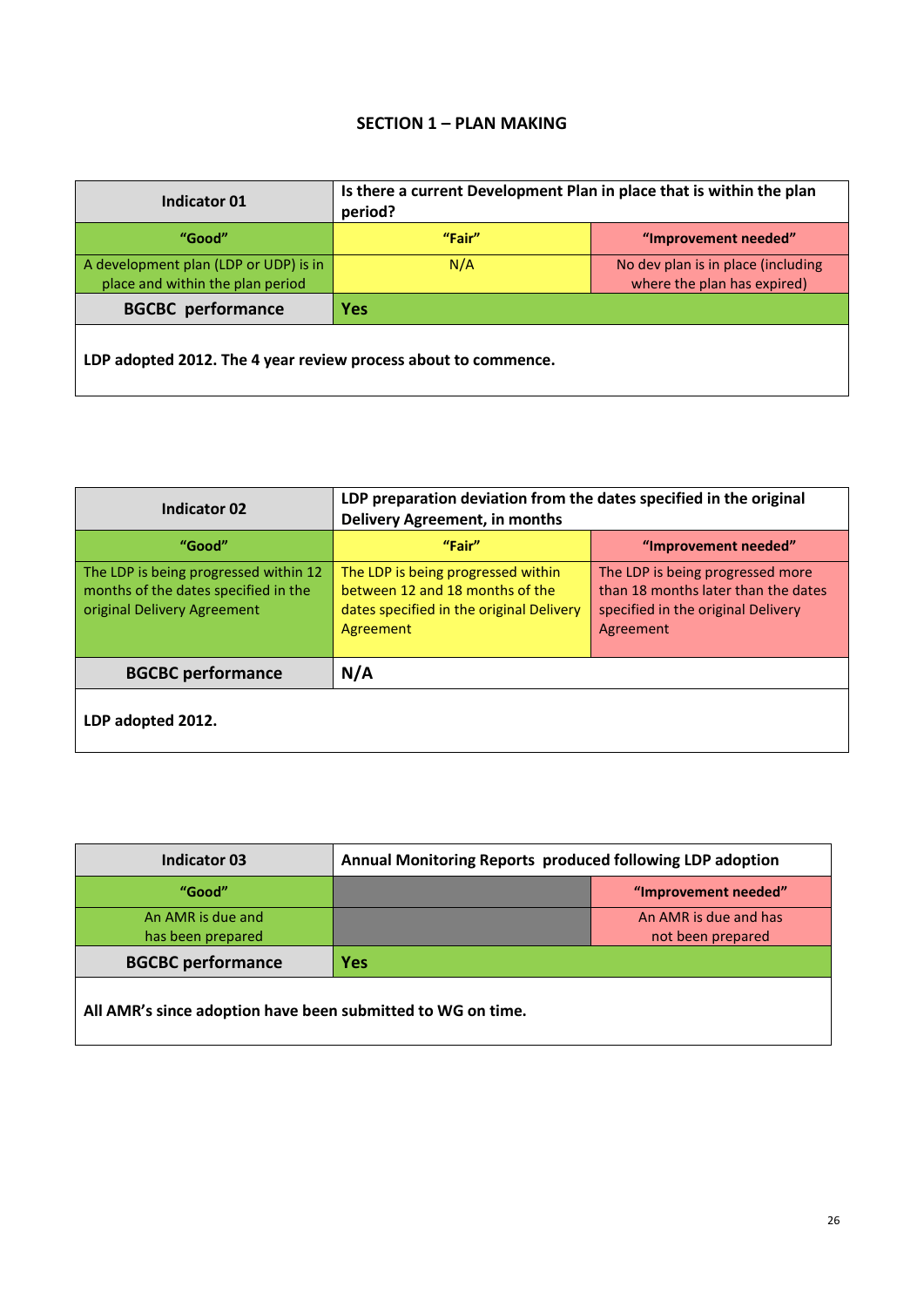## SECTION 1 – PLAN MAKING

| Indicator 01 | Is there a current Development Plan in place that is within the plan period? | |
|---|---|---|
| **"Good"** | **"Fair"** | **"Improvement needed"** |
| A development plan (LDP or UDP) is in place and within the plan period | N/A | No dev plan is in place (including where the plan has expired) |
| **BGCBC performance** | **Yes** | |
| **LDP adopted 2012. The 4 year review process about to commence.** | | |

| Indicator 02 | LDP preparation deviation from the dates specified in the original Delivery Agreement, in months | |
|---|---|---|
| **"Good"** | **"Fair"** | **"Improvement needed"** |
| The LDP is being progressed within 12 months of the dates specified in the original Delivery Agreement | The LDP is being progressed within between 12 and 18 months of the dates specified in the original Delivery Agreement | The LDP is being progressed more than 18 months later than the dates specified in the original Delivery Agreement |
| **BGCBC performance** | **N/A** | |
| **LDP adopted 2012.** | | |

| Indicator 03 | Annual Monitoring Reports produced following LDP adoption | |
|---|---|---|
| **"Good"** | | **"Improvement needed"** |
| An AMR is due and has been prepared | | An AMR is due and has not been prepared |
| **BGCBC performance** | **Yes** | |
| **All AMR's since adoption have been submitted to WG on time.** | | |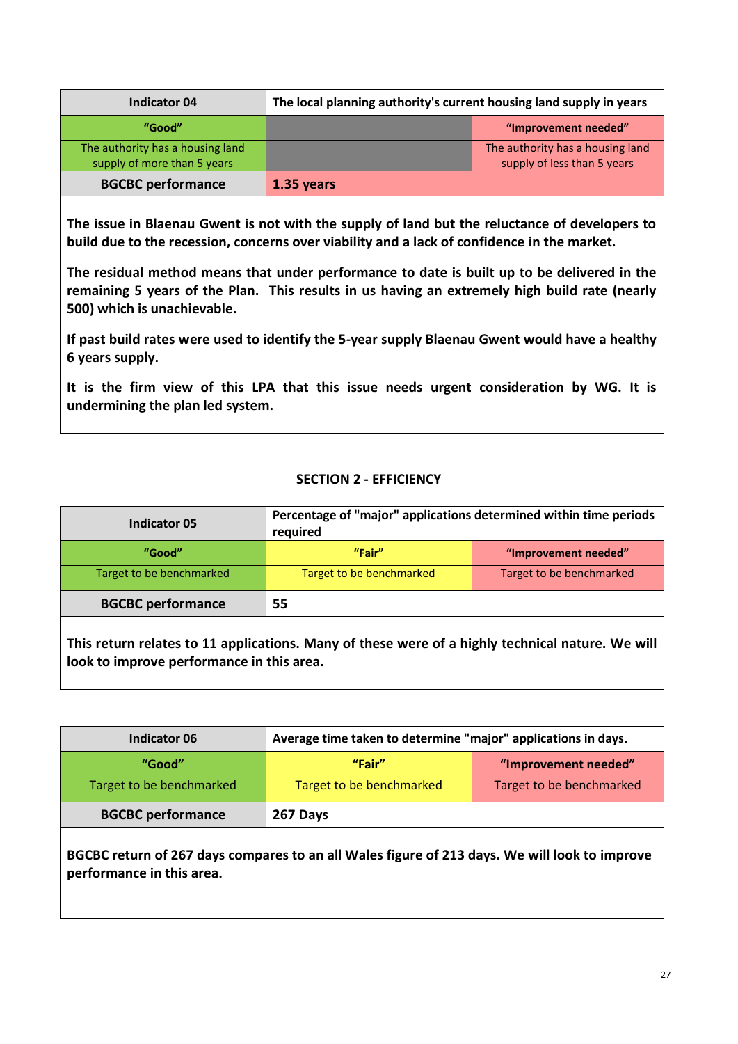| Indicator 04 | The local planning authority's current housing land supply in years | |
|---|---|---|
| "Good" | | "Improvement needed" |
| The authority has a housing land supply of more than 5 years | | The authority has a housing land supply of less than 5 years |
| **BGCBC performance** | **1.35 years** | |

**The issue in Blaenau Gwent is not with the supply of land but the reluctance of developers to build due to the recession, concerns over viability and a lack of confidence in the market.**

**The residual method means that under performance to date is built up to be delivered in the remaining 5 years of the Plan. This results in us having an extremely high build rate (nearly 500) which is unachievable.**

**If past build rates were used to identify the 5-year supply Blaenau Gwent would have a healthy 6 years supply.**

**It is the firm view of this LPA that this issue needs urgent consideration by WG. It is undermining the plan led system.**

## SECTION 2 - EFFICIENCY

| Indicator 05 | Percentage of "major" applications determined within time periods required | |
|---|---|---|
| "Good" | "Fair" | "Improvement needed" |
| Target to be benchmarked | Target to be benchmarked | Target to be benchmarked |
| **BGCBC performance** | **55** | |

**This return relates to 11 applications. Many of these were of a highly technical nature. We will look to improve performance in this area.**

| Indicator 06 | Average time taken to determine "major" applications in days. | |
|---|---|---|
| "Good" | "Fair" | "Improvement needed" |
| Target to be benchmarked | Target to be benchmarked | Target to be benchmarked |
| **BGCBC performance** | **267 Days** | |

**BGCBC return of 267 days compares to an all Wales figure of 213 days. We will look to improve performance in this area.**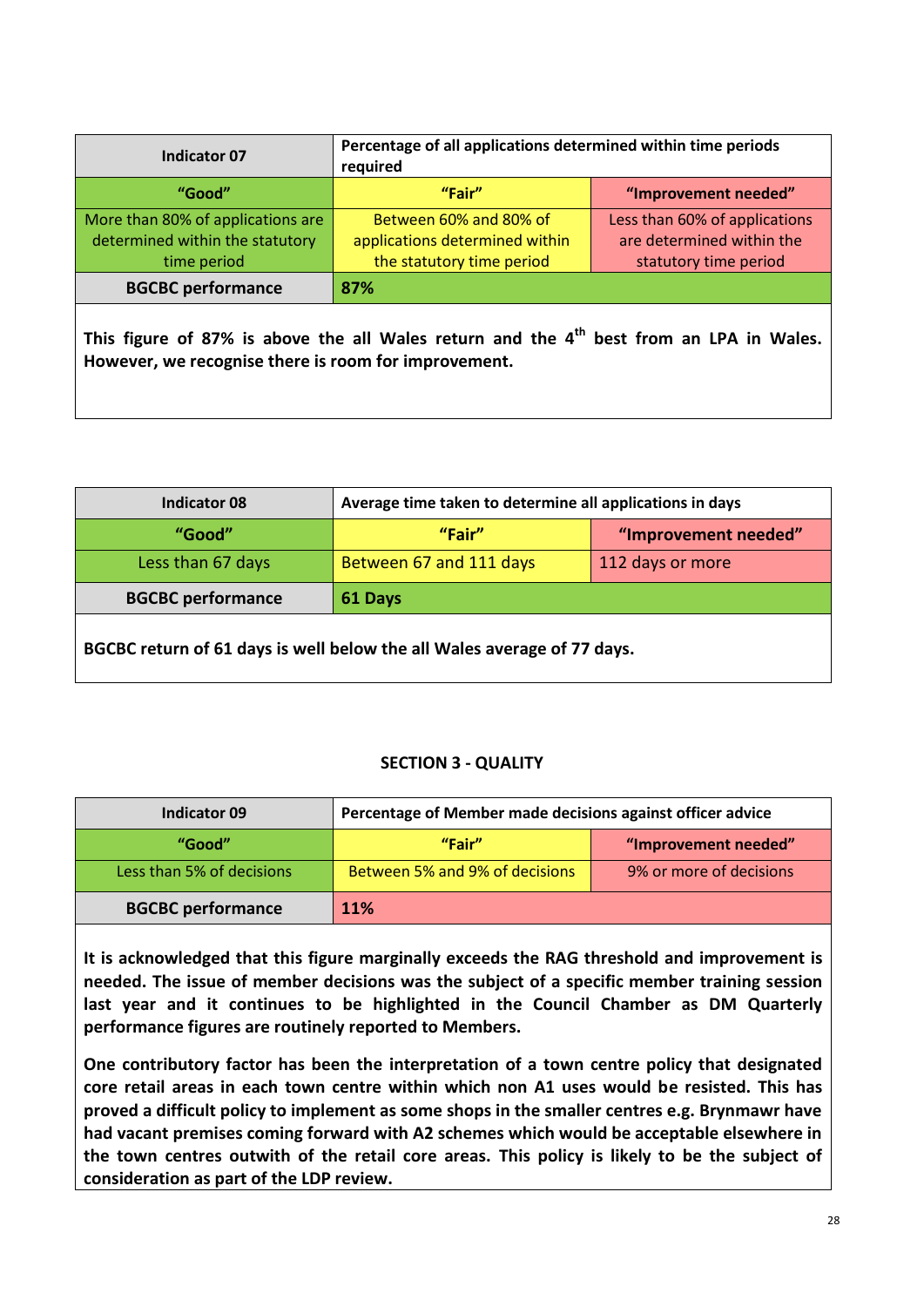| Indicator 07 | Percentage of all applications determined within time periods required | |
|---|---|---|
| **"Good"** | **"Fair"** | **"Improvement needed"** |
| More than 80% of applications are determined within the statutory time period | Between 60% and 80% of applications determined within the statutory time period | Less than 60% of applications are determined within the statutory time period |
| **BGCBC performance** | **87%** | |

**This figure of 87% is above the all Wales return and the 4th best from an LPA in Wales. However, we recognise there is room for improvement.**

| Indicator 08 | Average time taken to determine all applications in days | |
|---|---|---|
| **"Good"** | **"Fair"** | **"Improvement needed"** |
| Less than 67 days | Between 67 and 111 days | 112 days or more |
| **BGCBC performance** | **61 Days** | |

**BGCBC return of 61 days is well below the all Wales average of 77 days.**

## SECTION 3 - QUALITY

| Indicator 09 | Percentage of Member made decisions against officer advice | |
|---|---|---|
| **"Good"** | **"Fair"** | **"Improvement needed"** |
| Less than 5% of decisions | Between 5% and 9% of decisions | 9% or more of decisions |
| **BGCBC performance** | **11%** | |

**It is acknowledged that this figure marginally exceeds the RAG threshold and improvement is needed. The issue of member decisions was the subject of a specific member training session last year and it continues to be highlighted in the Council Chamber as DM Quarterly performance figures are routinely reported to Members.**

**One contributory factor has been the interpretation of a town centre policy that designated core retail areas in each town centre within which non A1 uses would be resisted. This has proved a difficult policy to implement as some shops in the smaller centres e.g. Brynmawr have had vacant premises coming forward with A2 schemes which would be acceptable elsewhere in the town centres outwith of the retail core areas. This policy is likely to be the subject of consideration as part of the LDP review.**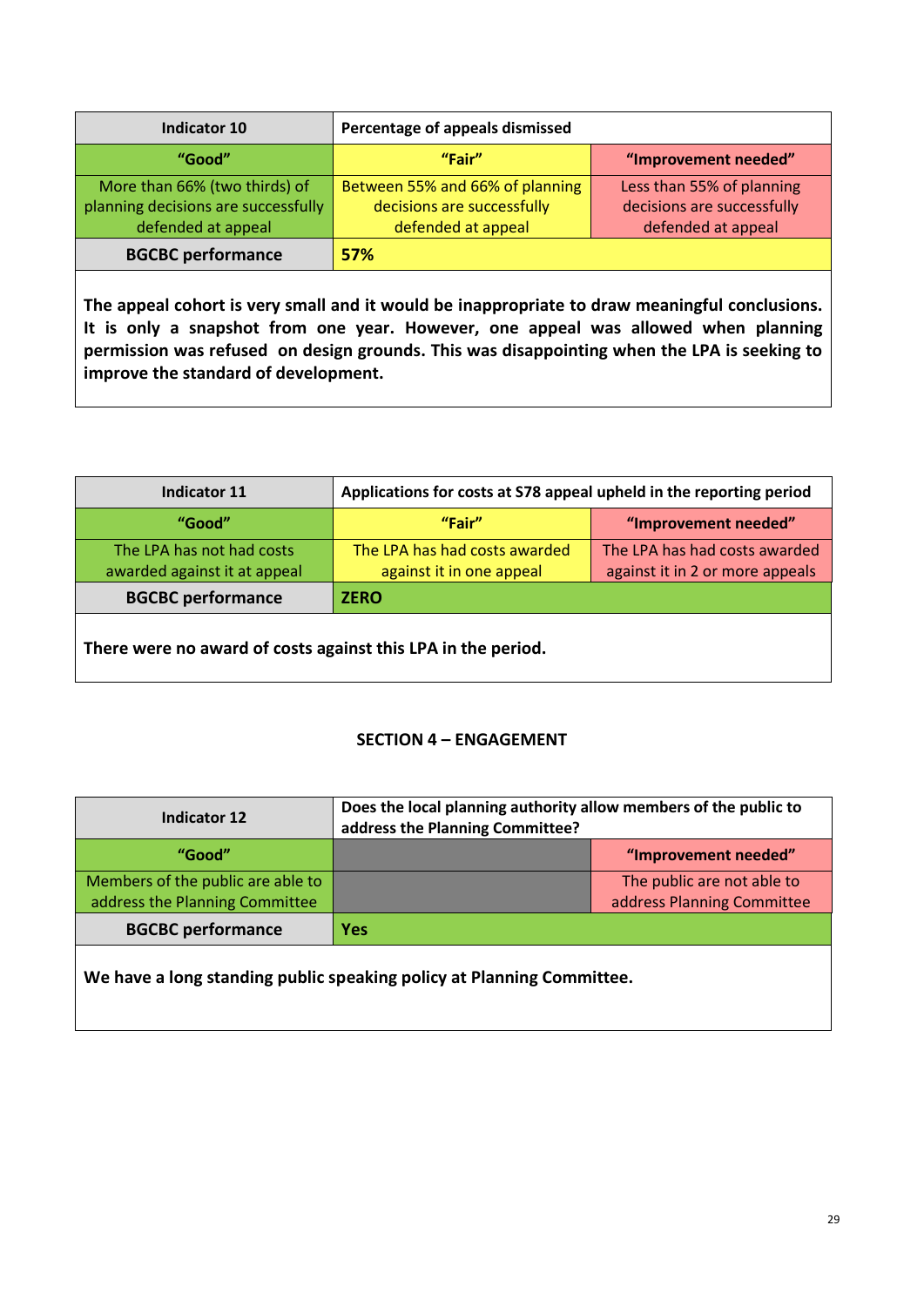| Indicator 10 | Percentage of appeals dismissed | |
|---|---|---|
| **"Good"** | **"Fair"** | **"Improvement needed"** |
| More than 66% (two thirds) of planning decisions are successfully defended at appeal | Between 55% and 66% of planning decisions are successfully defended at appeal | Less than 55% of planning decisions are successfully defended at appeal |
| **BGCBC performance** | **57%** | |

**The appeal cohort is very small and it would be inappropriate to draw meaningful conclusions. It is only a snapshot from one year. However, one appeal was allowed when planning permission was refused on design grounds. This was disappointing when the LPA is seeking to improve the standard of development.**

| Indicator 11 | Applications for costs at S78 appeal upheld in the reporting period | |
|---|---|---|
| **"Good"** | **"Fair"** | **"Improvement needed"** |
| The LPA has not had costs awarded against it at appeal | The LPA has had costs awarded against it in one appeal | The LPA has had costs awarded against it in 2 or more appeals |
| **BGCBC performance** | **ZERO** | |

**There were no award of costs against this LPA in the period.**

## SECTION 4 – ENGAGEMENT

| Indicator 12 | Does the local planning authority allow members of the public to address the Planning Committee? | |
|---|---|---|
| **"Good"** | | **"Improvement needed"** |
| Members of the public are able to address the Planning Committee | | The public are not able to address Planning Committee |
| **BGCBC performance** | **Yes** | |

**We have a long standing public speaking policy at Planning Committee.**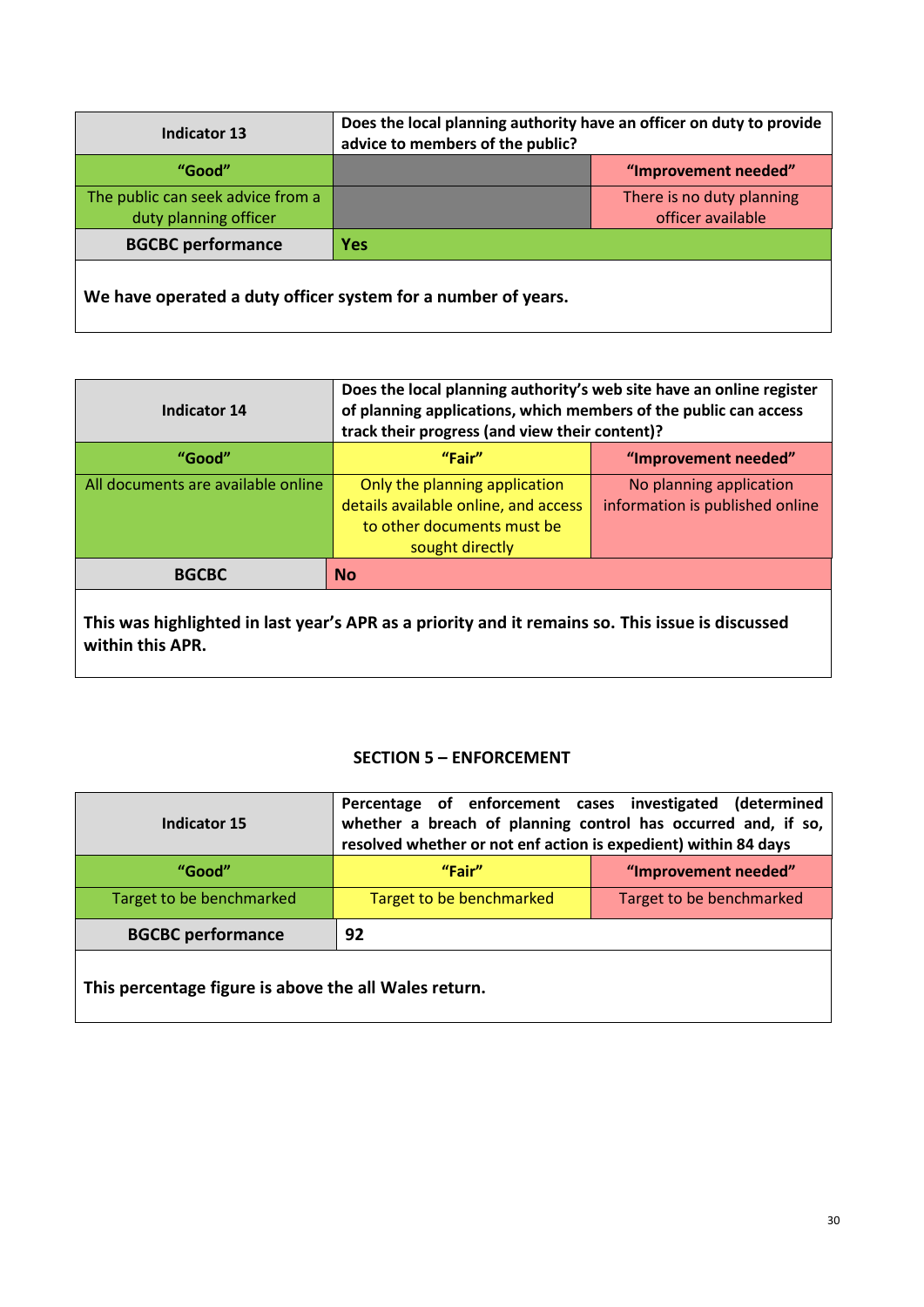| Indicator 13 | Does the local planning authority have an officer on duty to provide advice to members of the public? | |
|---|---|---|
| **"Good"** | | **"Improvement needed"** |
| The public can seek advice from a duty planning officer | | There is no duty planning officer available |
| **BGCBC performance** | **Yes** | |

**We have operated a duty officer system for a number of years.**

| Indicator 14 | Does the local planning authority's web site have an online register of planning applications, which members of the public can access track their progress (and view their content)? | |
|---|---|---|
| **"Good"** | **"Fair"** | **"Improvement needed"** |
| All documents are available online | Only the planning application details available online, and access to other documents must be sought directly | No planning application information is published online |
| **BGCBC** | **No** | |

**This was highlighted in last year's APR as a priority and it remains so. This issue is discussed within this APR.**

## SECTION 5 – ENFORCEMENT

| Indicator 15 | Percentage of enforcement cases investigated (determined whether a breach of planning control has occurred and, if so, resolved whether or not enf action is expedient) within 84 days | |
|---|---|---|
| **"Good"** | **"Fair"** | **"Improvement needed"** |
| Target to be benchmarked | Target to be benchmarked | Target to be benchmarked |
| **BGCBC performance** | **92** | |

**This percentage figure is above the all Wales return.**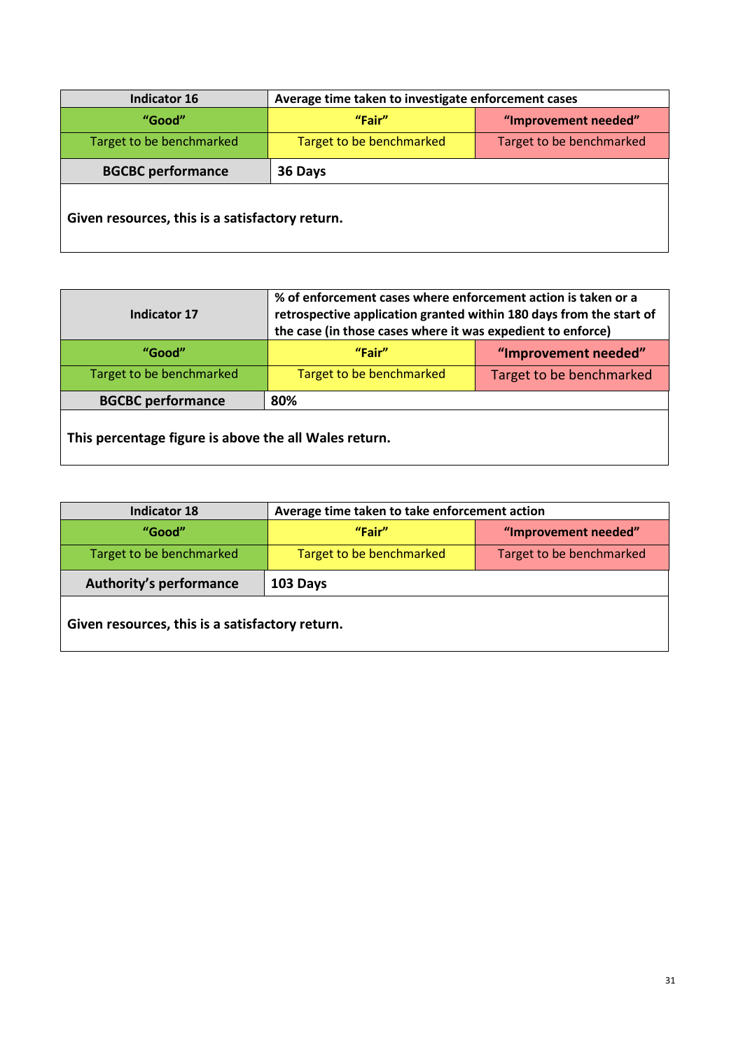| Indicator 16 | Average time taken to investigate enforcement cases | |
|---|---|---|
| **"Good"** | **"Fair"** | **"Improvement needed"** |
| Target to be benchmarked | Target to be benchmarked | Target to be benchmarked |
| **BGCBC performance** | **36 Days** | |
| **Given resources, this is a satisfactory return.** | | |

| Indicator 17 | % of enforcement cases where enforcement action is taken or a retrospective application granted within 180 days from the start of the case (in those cases where it was expedient to enforce) | |
|---|---|---|
| **"Good"** | **"Fair"** | **"Improvement needed"** |
| Target to be benchmarked | Target to be benchmarked | Target to be benchmarked |
| **BGCBC performance** | **80%** | |
| **This percentage figure is above the all Wales return.** | | |

| Indicator 18 | Average time taken to take enforcement action | |
|---|---|---|
| **"Good"** | **"Fair"** | **"Improvement needed"** |
| Target to be benchmarked | Target to be benchmarked | Target to be benchmarked |
| **Authority's performance** | **103 Days** | |
| **Given resources, this is a satisfactory return.** | | |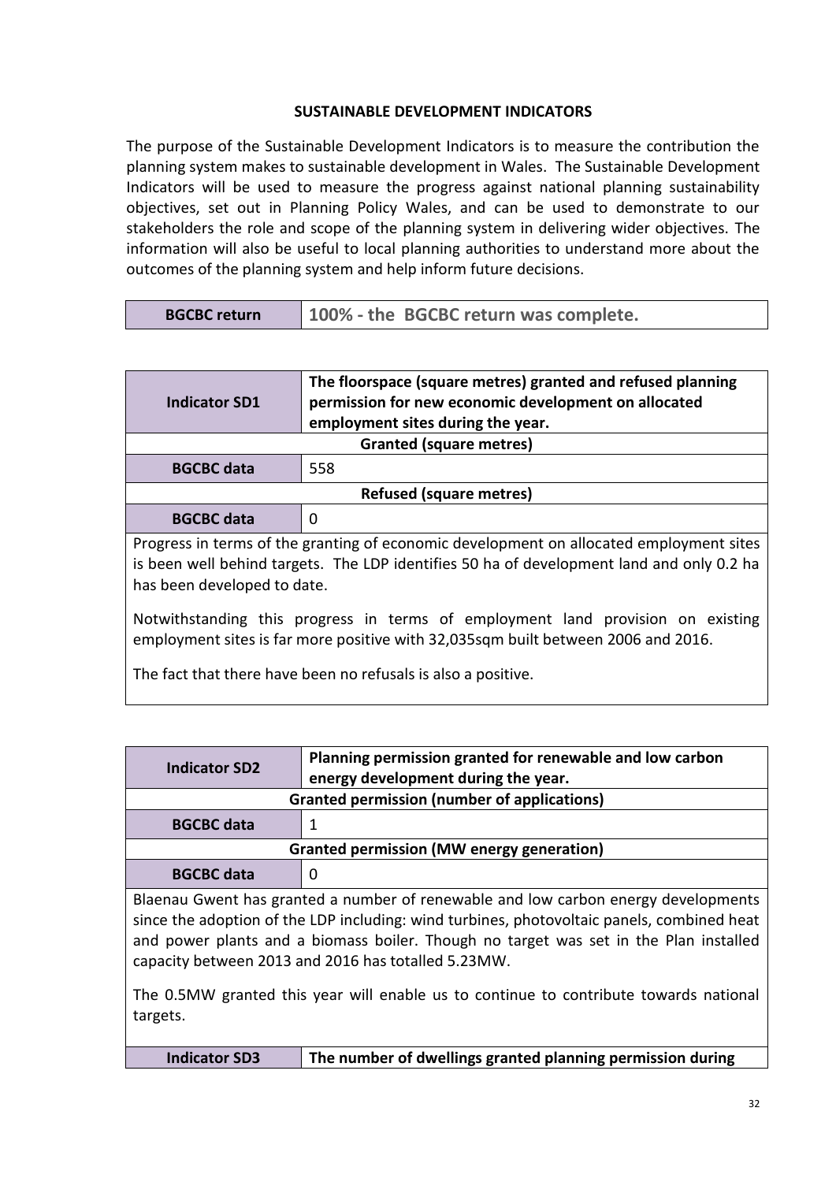**SUSTAINABLE DEVELOPMENT INDICATORS**

The purpose of the Sustainable Development Indicators is to measure the contribution the planning system makes to sustainable development in Wales. The Sustainable Development Indicators will be used to measure the progress against national planning sustainability objectives, set out in Planning Policy Wales, and can be used to demonstrate to our stakeholders the role and scope of the planning system in delivering wider objectives. The information will also be useful to local planning authorities to understand more about the outcomes of the planning system and help inform future decisions.

| BGCBC return | 100% - the BGCBC return was complete. |
|---|---|

| Indicator SD1 | The floorspace (square metres) granted and refused planning permission for new economic development on allocated employment sites during the year. |
|---|---|
| **Granted (square metres)** | |
| BGCBC data | 558 |
| **Refused (square metres)** | |
| BGCBC data | 0 |

Progress in terms of the granting of economic development on allocated employment sites is been well behind targets. The LDP identifies 50 ha of development land and only 0.2 ha has been developed to date.

Notwithstanding this progress in terms of employment land provision on existing employment sites is far more positive with 32,035sqm built between 2006 and 2016.

The fact that there have been no refusals is also a positive.

| Indicator SD2 | Planning permission granted for renewable and low carbon energy development during the year. |
|---|---|
| **Granted permission (number of applications)** | |
| BGCBC data | 1 |
| **Granted permission (MW energy generation)** | |
| BGCBC data | 0 |

Blaenau Gwent has granted a number of renewable and low carbon energy developments since the adoption of the LDP including: wind turbines, photovoltaic panels, combined heat and power plants and a biomass boiler. Though no target was set in the Plan installed capacity between 2013 and 2016 has totalled 5.23MW.

The 0.5MW granted this year will enable us to continue to contribute towards national targets.

| Indicator SD3 | The number of dwellings granted planning permission during |
|---|---|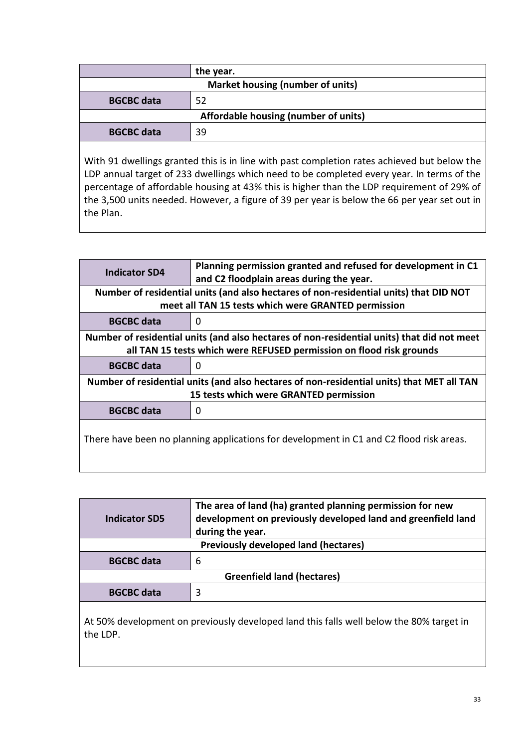| | the year. |
|---|---|
| **Market housing (number of units)** | |
| **BGCBC data** | 52 |
| **Affordable housing (number of units)** | |
| **BGCBC data** | 39 |

With 91 dwellings granted this is in line with past completion rates achieved but below the LDP annual target of 233 dwellings which need to be completed every year. In terms of the percentage of affordable housing at 43% this is higher than the LDP requirement of 29% of the 3,500 units needed. However, a figure of 39 per year is below the 66 per year set out in the Plan.

| **Indicator SD4** | **Planning permission granted and refused for development in C1 and C2 floodplain areas during the year.** |
|---|---|
| **Number of residential units (and also hectares of non-residential units) that DID NOT meet all TAN 15 tests which were GRANTED permission** | |
| **BGCBC data** | 0 |
| **Number of residential units (and also hectares of non-residential units) that did not meet all TAN 15 tests which were REFUSED permission on flood risk grounds** | |
| **BGCBC data** | 0 |
| **Number of residential units (and also hectares of non-residential units) that MET all TAN 15 tests which were GRANTED permission** | |
| **BGCBC data** | 0 |

There have been no planning applications for development in C1 and C2 flood risk areas.

| **Indicator SD5** | **The area of land (ha) granted planning permission for new development on previously developed land and greenfield land during the year.** |
|---|---|
| **Previously developed land (hectares)** | |
| **BGCBC data** | 6 |
| **Greenfield land (hectares)** | |
| **BGCBC data** | 3 |

At 50% development on previously developed land this falls well below the 80% target in the LDP.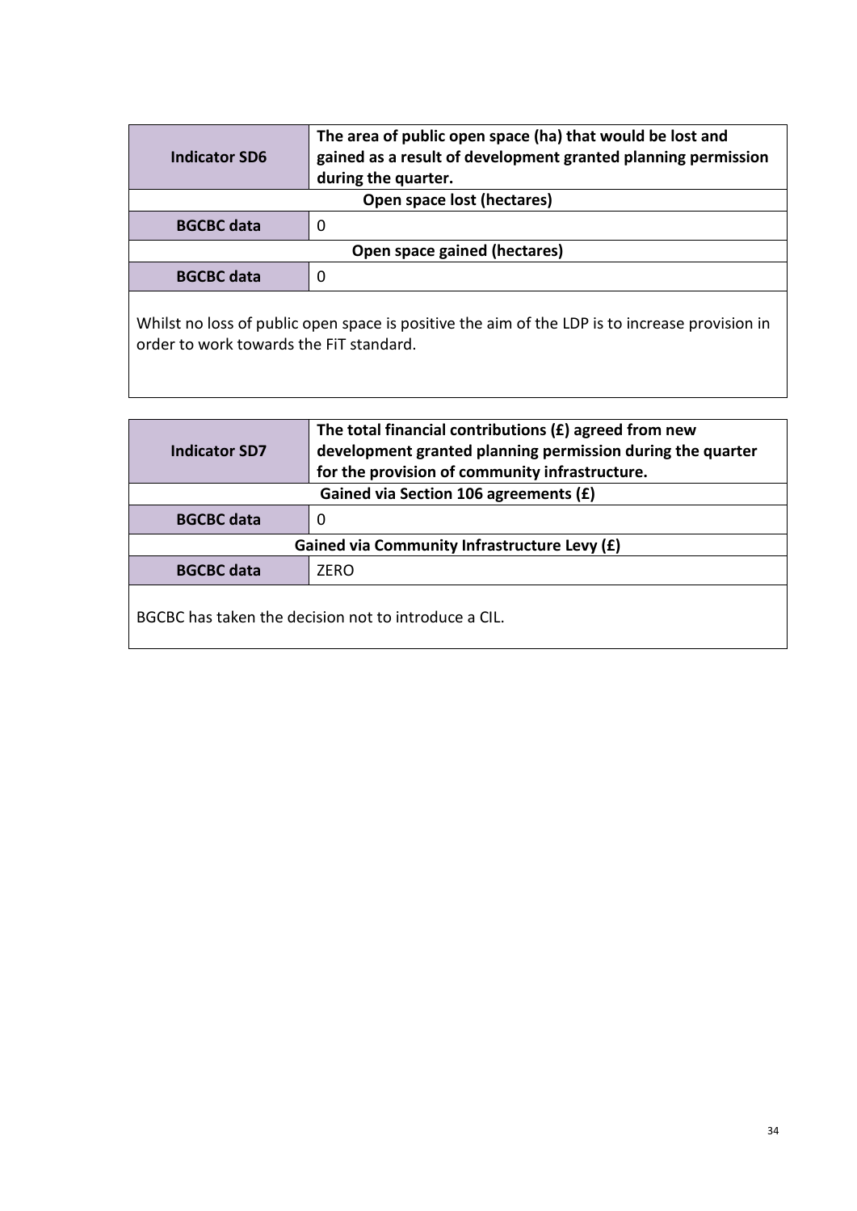| Indicator SD6 | The area of public open space (ha) that would be lost and gained as a result of development granted planning permission during the quarter. |
|---|---|
| **Open space lost (hectares)** | |
| **BGCBC data** | 0 |
| **Open space gained (hectares)** | |
| **BGCBC data** | 0 |

Whilst no loss of public open space is positive the aim of the LDP is to increase provision in order to work towards the FiT standard.

| Indicator SD7 | The total financial contributions (£) agreed from new development granted planning permission during the quarter for the provision of community infrastructure. |
|---|---|
| **Gained via Section 106 agreements (£)** | |
| **BGCBC data** | 0 |
| **Gained via Community Infrastructure Levy (£)** | |
| **BGCBC data** | ZERO |

BGCBC has taken the decision not to introduce a CIL.